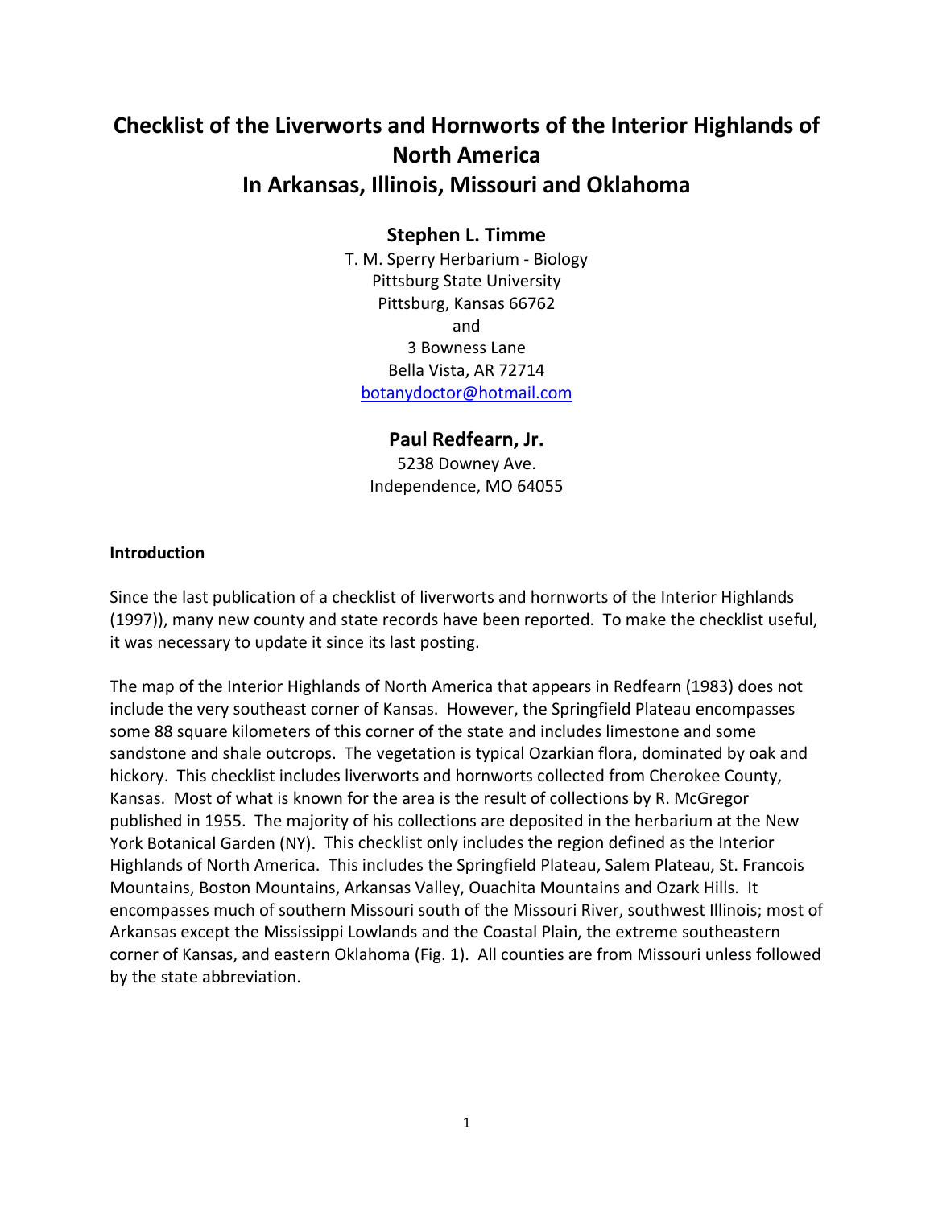# Checklist of the Liverworts and Hornworts of the Interior Highlands of North America In Arkansas, Illinois, Missouri and Oklahoma

**Stephen L. Timme**

T. M. Sperry Herbarium - Biology
Pittsburg State University
Pittsburg, Kansas 66762
and
3 Bowness Lane
Bella Vista, AR 72714
botanydoctor@hotmail.com

**Paul Redfearn, Jr.**

5238 Downey Ave.
Independence, MO 64055

**Introduction**

Since the last publication of a checklist of liverworts and hornworts of the Interior Highlands (1997)), many new county and state records have been reported. To make the checklist useful, it was necessary to update it since its last posting.

The map of the Interior Highlands of North America that appears in Redfearn (1983) does not include the very southeast corner of Kansas. However, the Springfield Plateau encompasses some 88 square kilometers of this corner of the state and includes limestone and some sandstone and shale outcrops. The vegetation is typical Ozarkian flora, dominated by oak and hickory. This checklist includes liverworts and hornworts collected from Cherokee County, Kansas. Most of what is known for the area is the result of collections by R. McGregor published in 1955. The majority of his collections are deposited in the herbarium at the New York Botanical Garden (NY). This checklist only includes the region defined as the Interior Highlands of North America. This includes the Springfield Plateau, Salem Plateau, St. Francois Mountains, Boston Mountains, Arkansas Valley, Ouachita Mountains and Ozark Hills. It encompasses much of southern Missouri south of the Missouri River, southwest Illinois; most of Arkansas except the Mississippi Lowlands and the Coastal Plain, the extreme southeastern corner of Kansas, and eastern Oklahoma (Fig. 1). All counties are from Missouri unless followed by the state abbreviation.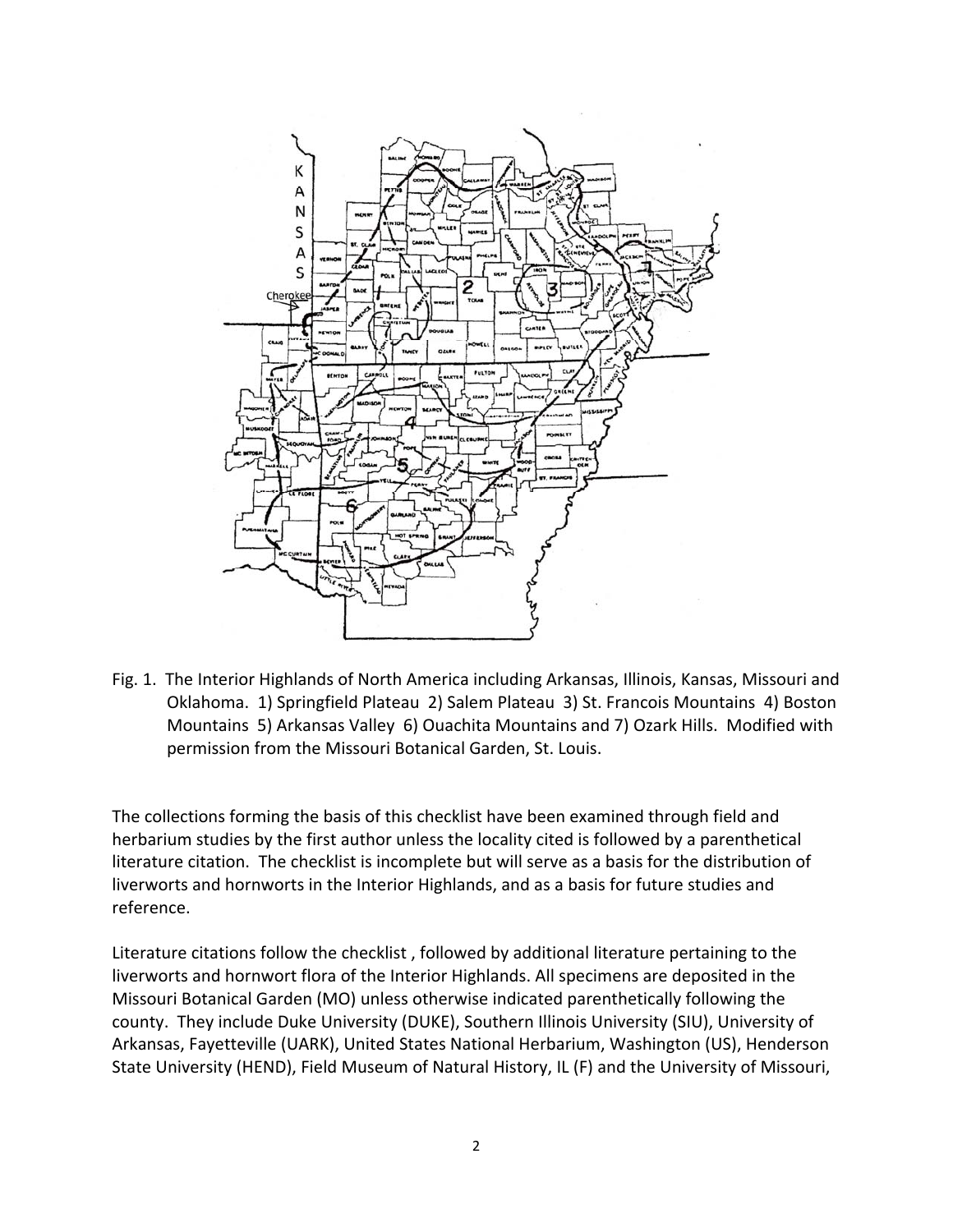Fig. 1. The Interior Highlands of North America including Arkansas, Illinois, Kansas, Missouri and Oklahoma. 1) Springfield Plateau 2) Salem Plateau 3) St. Francois Mountains 4) Boston Mountains 5) Arkansas Valley 6) Ouachita Mountains and 7) Ozark Hills. Modified with permission from the Missouri Botanical Garden, St. Louis.

The collections forming the basis of this checklist have been examined through field and herbarium studies by the first author unless the locality cited is followed by a parenthetical literature citation. The checklist is incomplete but will serve as a basis for the distribution of liverworts and hornworts in the Interior Highlands, and as a basis for future studies and reference.

Literature citations follow the checklist , followed by additional literature pertaining to the liverworts and hornwort flora of the Interior Highlands. All specimens are deposited in the Missouri Botanical Garden (MO) unless otherwise indicated parenthetically following the county. They include Duke University (DUKE), Southern Illinois University (SIU), University of Arkansas, Fayetteville (UARK), United States National Herbarium, Washington (US), Henderson State University (HEND), Field Museum of Natural History, IL (F) and the University of Missouri,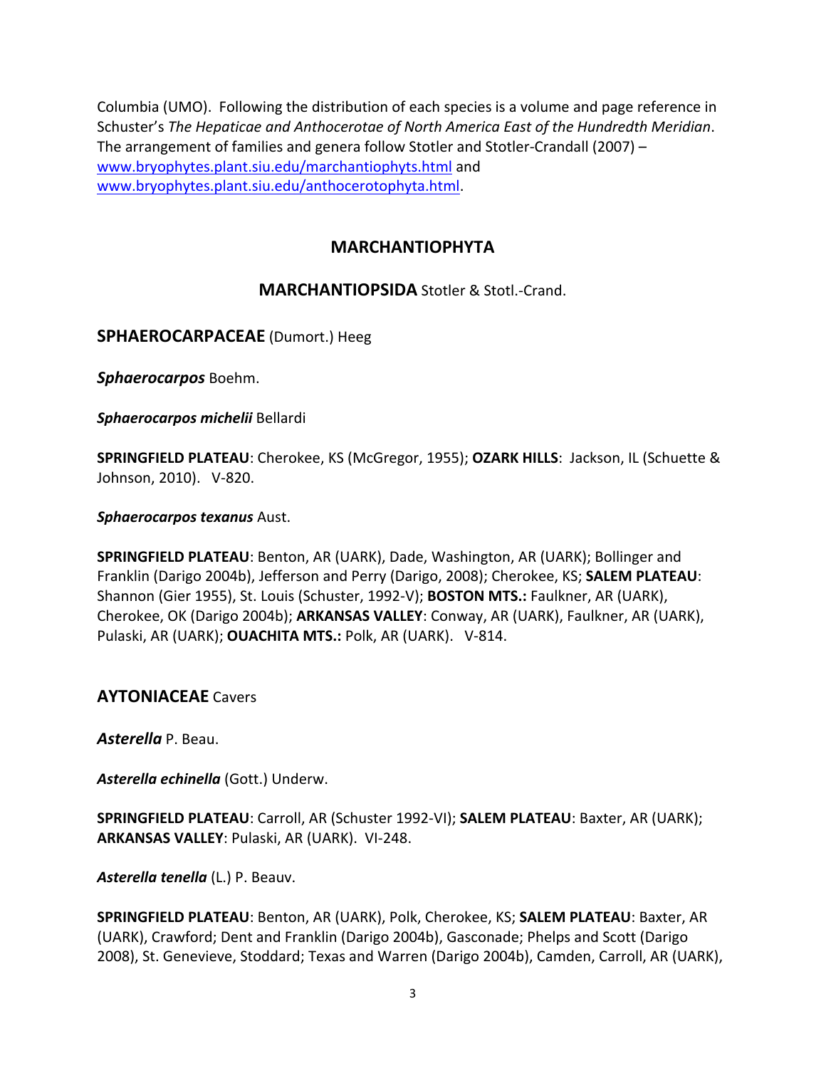Columbia (UMO). Following the distribution of each species is a volume and page reference in Schuster's *The Hepaticae and Anthocerotae of North America East of the Hundredth Meridian*. The arrangement of families and genera follow Stotler and Stotler-Crandall (2007) – www.bryophytes.plant.siu.edu/marchantiophyts.html and www.bryophytes.plant.siu.edu/anthocerotophyta.html.

# MARCHANTIOPHYTA

## MARCHANTIOPSIDA Stotler & Stotl.-Crand.

### SPHAEROCARPACEAE (Dumort.) Heeg

***Sphaerocarpos*** Boehm.

***Sphaerocarpos michelii*** Bellardi

**SPRINGFIELD PLATEAU**: Cherokee, KS (McGregor, 1955); **OZARK HILLS**: Jackson, IL (Schuette & Johnson, 2010). V-820.

***Sphaerocarpos texanus*** Aust.

**SPRINGFIELD PLATEAU**: Benton, AR (UARK), Dade, Washington, AR (UARK); Bollinger and Franklin (Darigo 2004b), Jefferson and Perry (Darigo, 2008); Cherokee, KS; **SALEM PLATEAU**: Shannon (Gier 1955), St. Louis (Schuster, 1992-V); **BOSTON MTS.:** Faulkner, AR (UARK), Cherokee, OK (Darigo 2004b); **ARKANSAS VALLEY**: Conway, AR (UARK), Faulkner, AR (UARK), Pulaski, AR (UARK); **OUACHITA MTS.:** Polk, AR (UARK). V-814.

### AYTONIACEAE Cavers

***Asterella*** P. Beau.

***Asterella echinella*** (Gott.) Underw.

**SPRINGFIELD PLATEAU**: Carroll, AR (Schuster 1992-VI); **SALEM PLATEAU**: Baxter, AR (UARK); **ARKANSAS VALLEY**: Pulaski, AR (UARK). VI-248.

***Asterella tenella*** (L.) P. Beauv.

**SPRINGFIELD PLATEAU**: Benton, AR (UARK), Polk, Cherokee, KS; **SALEM PLATEAU**: Baxter, AR (UARK), Crawford; Dent and Franklin (Darigo 2004b), Gasconade; Phelps and Scott (Darigo 2008), St. Genevieve, Stoddard; Texas and Warren (Darigo 2004b), Camden, Carroll, AR (UARK),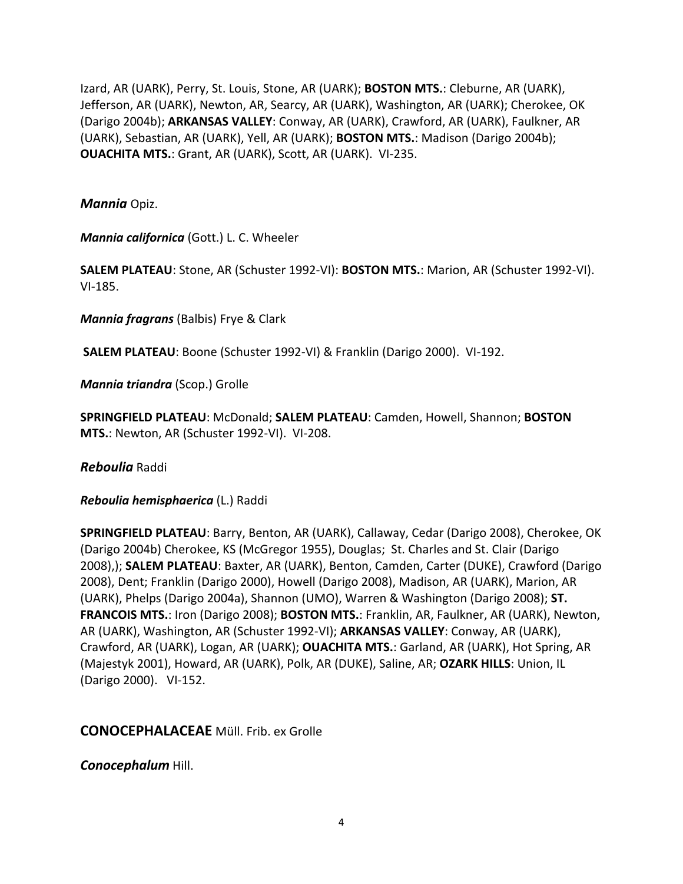Izard, AR (UARK), Perry, St. Louis, Stone, AR (UARK); **BOSTON MTS.**: Cleburne, AR (UARK), Jefferson, AR (UARK), Newton, AR, Searcy, AR (UARK), Washington, AR (UARK); Cherokee, OK (Darigo 2004b); **ARKANSAS VALLEY**: Conway, AR (UARK), Crawford, AR (UARK), Faulkner, AR (UARK), Sebastian, AR (UARK), Yell, AR (UARK); **BOSTON MTS.**: Madison (Darigo 2004b); **OUACHITA MTS.**: Grant, AR (UARK), Scott, AR (UARK). VI-235.

***Mannia*** Opiz.

***Mannia californica*** (Gott.) L. C. Wheeler

**SALEM PLATEAU**: Stone, AR (Schuster 1992-VI): **BOSTON MTS.**: Marion, AR (Schuster 1992-VI). VI-185.

***Mannia fragrans*** (Balbis) Frye & Clark

**SALEM PLATEAU**: Boone (Schuster 1992-VI) & Franklin (Darigo 2000). VI-192.

***Mannia triandra*** (Scop.) Grolle

**SPRINGFIELD PLATEAU**: McDonald; **SALEM PLATEAU**: Camden, Howell, Shannon; **BOSTON MTS.**: Newton, AR (Schuster 1992-VI). VI-208.

***Reboulia*** Raddi

***Reboulia hemisphaerica*** (L.) Raddi

**SPRINGFIELD PLATEAU**: Barry, Benton, AR (UARK), Callaway, Cedar (Darigo 2008), Cherokee, OK (Darigo 2004b) Cherokee, KS (McGregor 1955), Douglas; St. Charles and St. Clair (Darigo 2008),); **SALEM PLATEAU**: Baxter, AR (UARK), Benton, Camden, Carter (DUKE), Crawford (Darigo 2008), Dent; Franklin (Darigo 2000), Howell (Darigo 2008), Madison, AR (UARK), Marion, AR (UARK), Phelps (Darigo 2004a), Shannon (UMO), Warren & Washington (Darigo 2008); **ST. FRANCOIS MTS.**: Iron (Darigo 2008); **BOSTON MTS.**: Franklin, AR, Faulkner, AR (UARK), Newton, AR (UARK), Washington, AR (Schuster 1992-VI); **ARKANSAS VALLEY**: Conway, AR (UARK), Crawford, AR (UARK), Logan, AR (UARK); **OUACHITA MTS.**: Garland, AR (UARK), Hot Spring, AR (Majestyk 2001), Howard, AR (UARK), Polk, AR (DUKE), Saline, AR; **OZARK HILLS**: Union, IL (Darigo 2000). VI-152.

## CONOCEPHALACEAE Müll. Frib. ex Grolle

***Conocephalum*** Hill.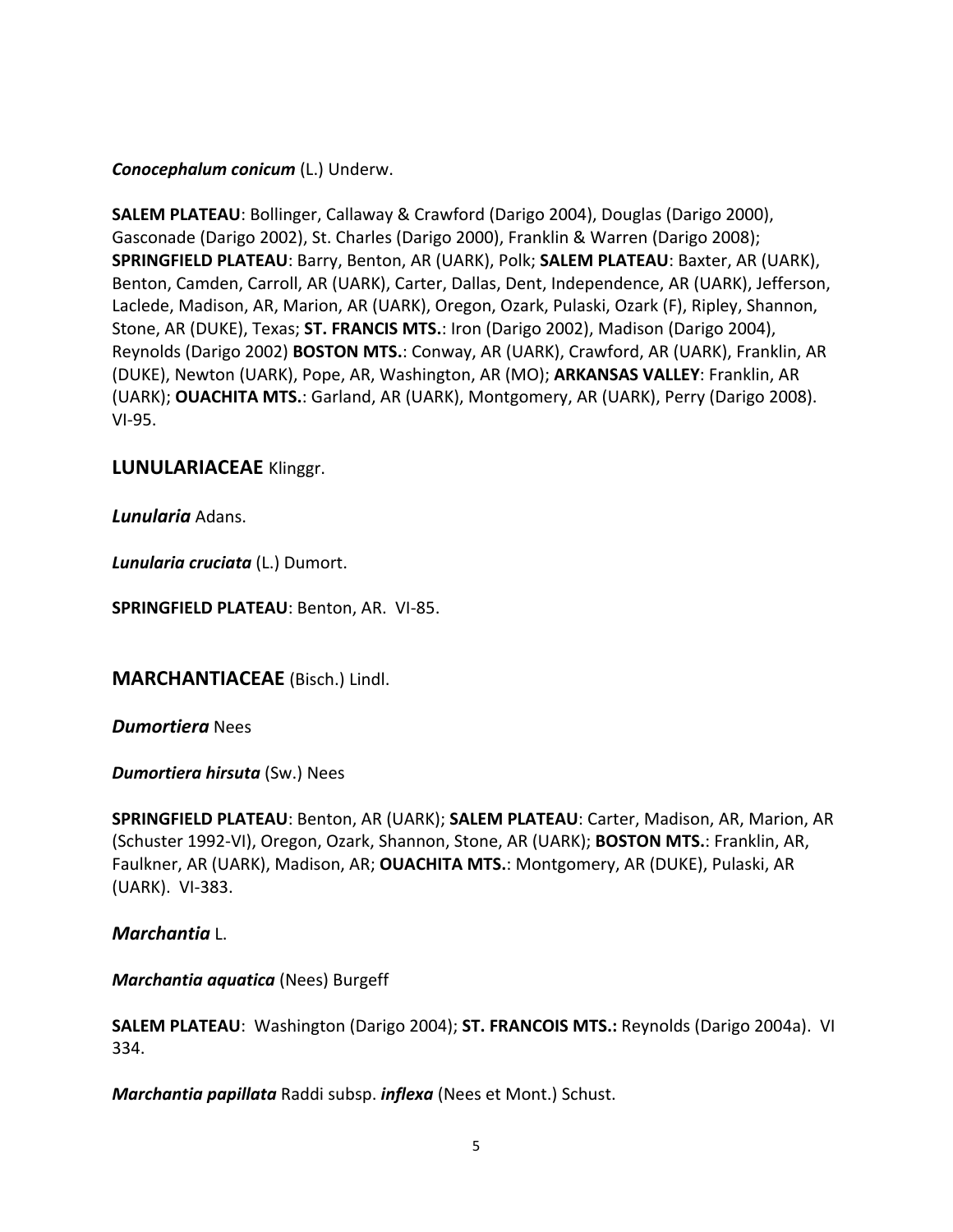***Conocephalum conicum*** (L.) Underw.

**SALEM PLATEAU**: Bollinger, Callaway & Crawford (Darigo 2004), Douglas (Darigo 2000), Gasconade (Darigo 2002), St. Charles (Darigo 2000), Franklin & Warren (Darigo 2008); **SPRINGFIELD PLATEAU**: Barry, Benton, AR (UARK), Polk; **SALEM PLATEAU**: Baxter, AR (UARK), Benton, Camden, Carroll, AR (UARK), Carter, Dallas, Dent, Independence, AR (UARK), Jefferson, Laclede, Madison, AR, Marion, AR (UARK), Oregon, Ozark, Pulaski, Ozark (F), Ripley, Shannon, Stone, AR (DUKE), Texas; **ST. FRANCIS MTS.**: Iron (Darigo 2002), Madison (Darigo 2004), Reynolds (Darigo 2002) **BOSTON MTS.**: Conway, AR (UARK), Crawford, AR (UARK), Franklin, AR (DUKE), Newton (UARK), Pope, AR, Washington, AR (MO); **ARKANSAS VALLEY**: Franklin, AR (UARK); **OUACHITA MTS.**: Garland, AR (UARK), Montgomery, AR (UARK), Perry (Darigo 2008). VI-95.

## LUNULARIACEAE Klinggr.

***Lunularia*** Adans.

***Lunularia cruciata*** (L.) Dumort.

**SPRINGFIELD PLATEAU**: Benton, AR. VI-85.

## MARCHANTIACEAE (Bisch.) Lindl.

***Dumortiera*** Nees

***Dumortiera hirsuta*** (Sw.) Nees

**SPRINGFIELD PLATEAU**: Benton, AR (UARK); **SALEM PLATEAU**: Carter, Madison, AR, Marion, AR (Schuster 1992-VI), Oregon, Ozark, Shannon, Stone, AR (UARK); **BOSTON MTS.**: Franklin, AR, Faulkner, AR (UARK), Madison, AR; **OUACHITA MTS.**: Montgomery, AR (DUKE), Pulaski, AR (UARK). VI-383.

***Marchantia*** L.

***Marchantia aquatica*** (Nees) Burgeff

**SALEM PLATEAU**: Washington (Darigo 2004); **ST. FRANCOIS MTS.:** Reynolds (Darigo 2004a). VI 334.

***Marchantia papillata*** Raddi subsp. ***inflexa*** (Nees et Mont.) Schust.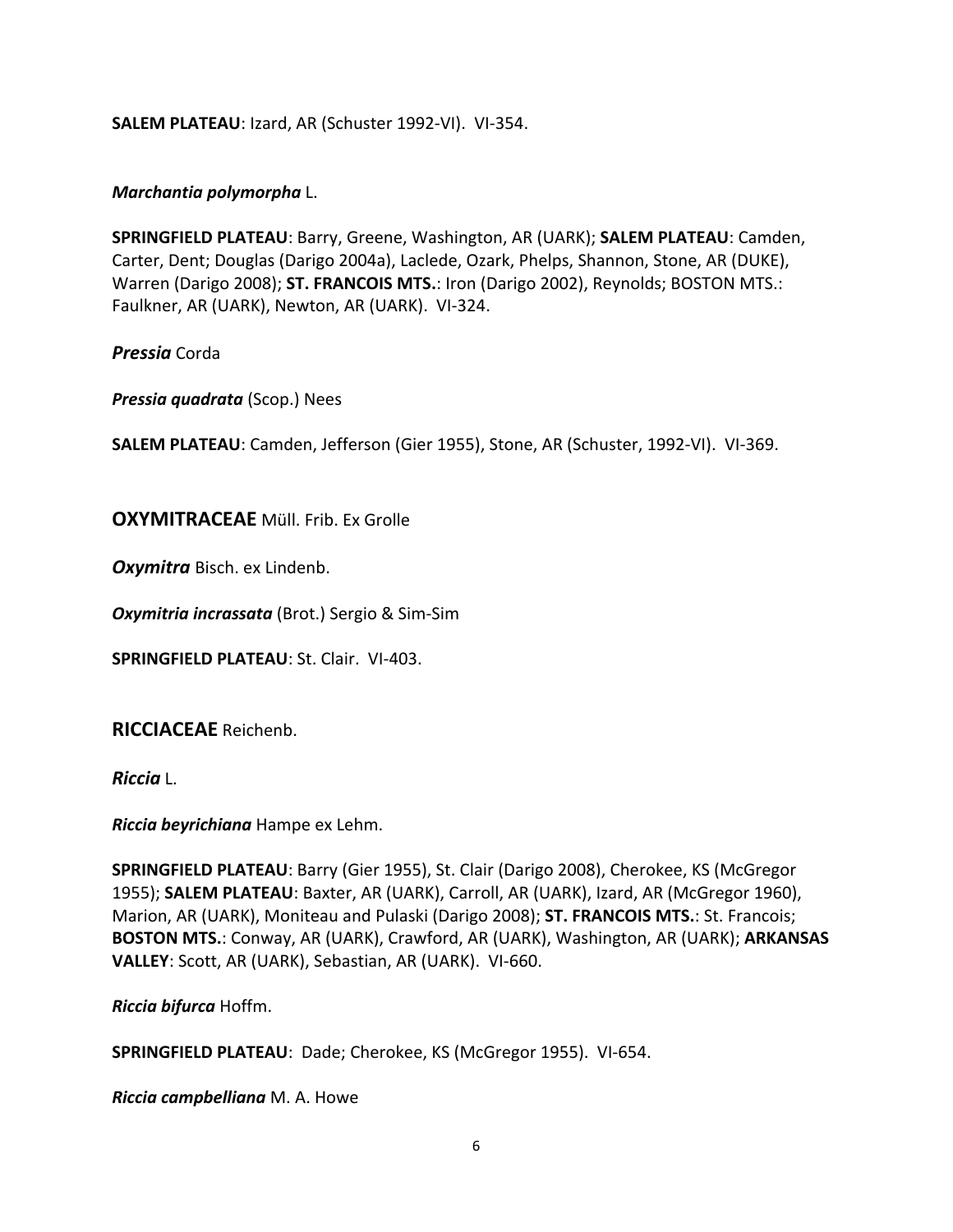**SALEM PLATEAU**: Izard, AR (Schuster 1992-VI). VI-354.

***Marchantia polymorpha*** L.

**SPRINGFIELD PLATEAU**: Barry, Greene, Washington, AR (UARK); **SALEM PLATEAU**: Camden, Carter, Dent; Douglas (Darigo 2004a), Laclede, Ozark, Phelps, Shannon, Stone, AR (DUKE), Warren (Darigo 2008); **ST. FRANCOIS MTS.**: Iron (Darigo 2002), Reynolds; BOSTON MTS.: Faulkner, AR (UARK), Newton, AR (UARK). VI-324.

***Pressia*** Corda

***Pressia quadrata*** (Scop.) Nees

**SALEM PLATEAU**: Camden, Jefferson (Gier 1955), Stone, AR (Schuster, 1992-VI). VI-369.

## **OXYMITRACEAE** Müll. Frib. Ex Grolle

***Oxymitra*** Bisch. ex Lindenb.

***Oxymitria incrassata*** (Brot.) Sergio & Sim-Sim

**SPRINGFIELD PLATEAU**: St. Clair. VI-403.

## **RICCIACEAE** Reichenb.

***Riccia*** L.

***Riccia beyrichiana*** Hampe ex Lehm.

**SPRINGFIELD PLATEAU**: Barry (Gier 1955), St. Clair (Darigo 2008), Cherokee, KS (McGregor 1955); **SALEM PLATEAU**: Baxter, AR (UARK), Carroll, AR (UARK), Izard, AR (McGregor 1960), Marion, AR (UARK), Moniteau and Pulaski (Darigo 2008); **ST. FRANCOIS MTS.**: St. Francois; **BOSTON MTS.**: Conway, AR (UARK), Crawford, AR (UARK), Washington, AR (UARK); **ARKANSAS VALLEY**: Scott, AR (UARK), Sebastian, AR (UARK). VI-660.

***Riccia bifurca*** Hoffm.

**SPRINGFIELD PLATEAU**: Dade; Cherokee, KS (McGregor 1955). VI-654.

***Riccia campbelliana*** M. A. Howe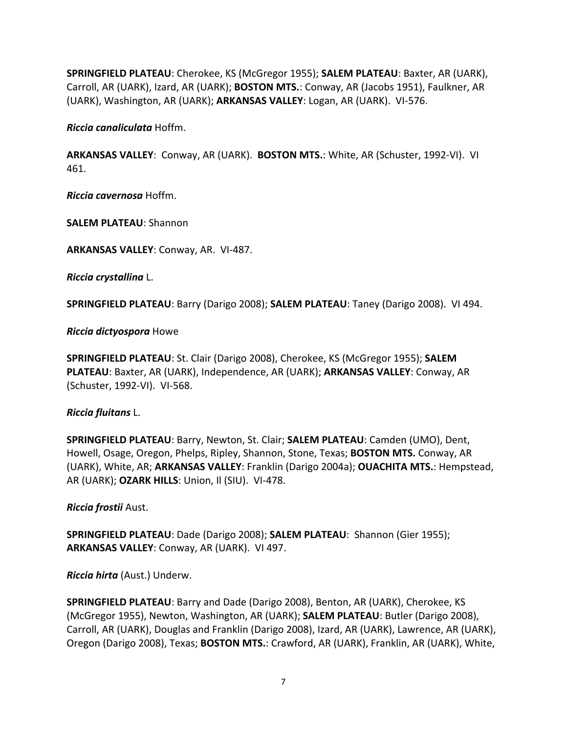**SPRINGFIELD PLATEAU**: Cherokee, KS (McGregor 1955); **SALEM PLATEAU**: Baxter, AR (UARK), Carroll, AR (UARK), Izard, AR (UARK); **BOSTON MTS.**: Conway, AR (Jacobs 1951), Faulkner, AR (UARK), Washington, AR (UARK); **ARKANSAS VALLEY**: Logan, AR (UARK). VI-576.

***Riccia canaliculata*** Hoffm.

**ARKANSAS VALLEY**: Conway, AR (UARK). **BOSTON MTS.**: White, AR (Schuster, 1992-VI). VI 461.

***Riccia cavernosa*** Hoffm.

**SALEM PLATEAU**: Shannon

**ARKANSAS VALLEY**: Conway, AR. VI-487.

***Riccia crystallina*** L.

**SPRINGFIELD PLATEAU**: Barry (Darigo 2008); **SALEM PLATEAU**: Taney (Darigo 2008). VI 494.

***Riccia dictyospora*** Howe

**SPRINGFIELD PLATEAU**: St. Clair (Darigo 2008), Cherokee, KS (McGregor 1955); **SALEM PLATEAU**: Baxter, AR (UARK), Independence, AR (UARK); **ARKANSAS VALLEY**: Conway, AR (Schuster, 1992-VI). VI-568.

***Riccia fluitans*** L.

**SPRINGFIELD PLATEAU**: Barry, Newton, St. Clair; **SALEM PLATEAU**: Camden (UMO), Dent, Howell, Osage, Oregon, Phelps, Ripley, Shannon, Stone, Texas; **BOSTON MTS.** Conway, AR (UARK), White, AR; **ARKANSAS VALLEY**: Franklin (Darigo 2004a); **OUACHITA MTS.**: Hempstead, AR (UARK); **OZARK HILLS**: Union, Il (SIU). VI-478.

***Riccia frostii*** Aust.

**SPRINGFIELD PLATEAU**: Dade (Darigo 2008); **SALEM PLATEAU**: Shannon (Gier 1955); **ARKANSAS VALLEY**: Conway, AR (UARK). VI 497.

***Riccia hirta*** (Aust.) Underw.

**SPRINGFIELD PLATEAU**: Barry and Dade (Darigo 2008), Benton, AR (UARK), Cherokee, KS (McGregor 1955), Newton, Washington, AR (UARK); **SALEM PLATEAU**: Butler (Darigo 2008), Carroll, AR (UARK), Douglas and Franklin (Darigo 2008), Izard, AR (UARK), Lawrence, AR (UARK), Oregon (Darigo 2008), Texas; **BOSTON MTS.**: Crawford, AR (UARK), Franklin, AR (UARK), White,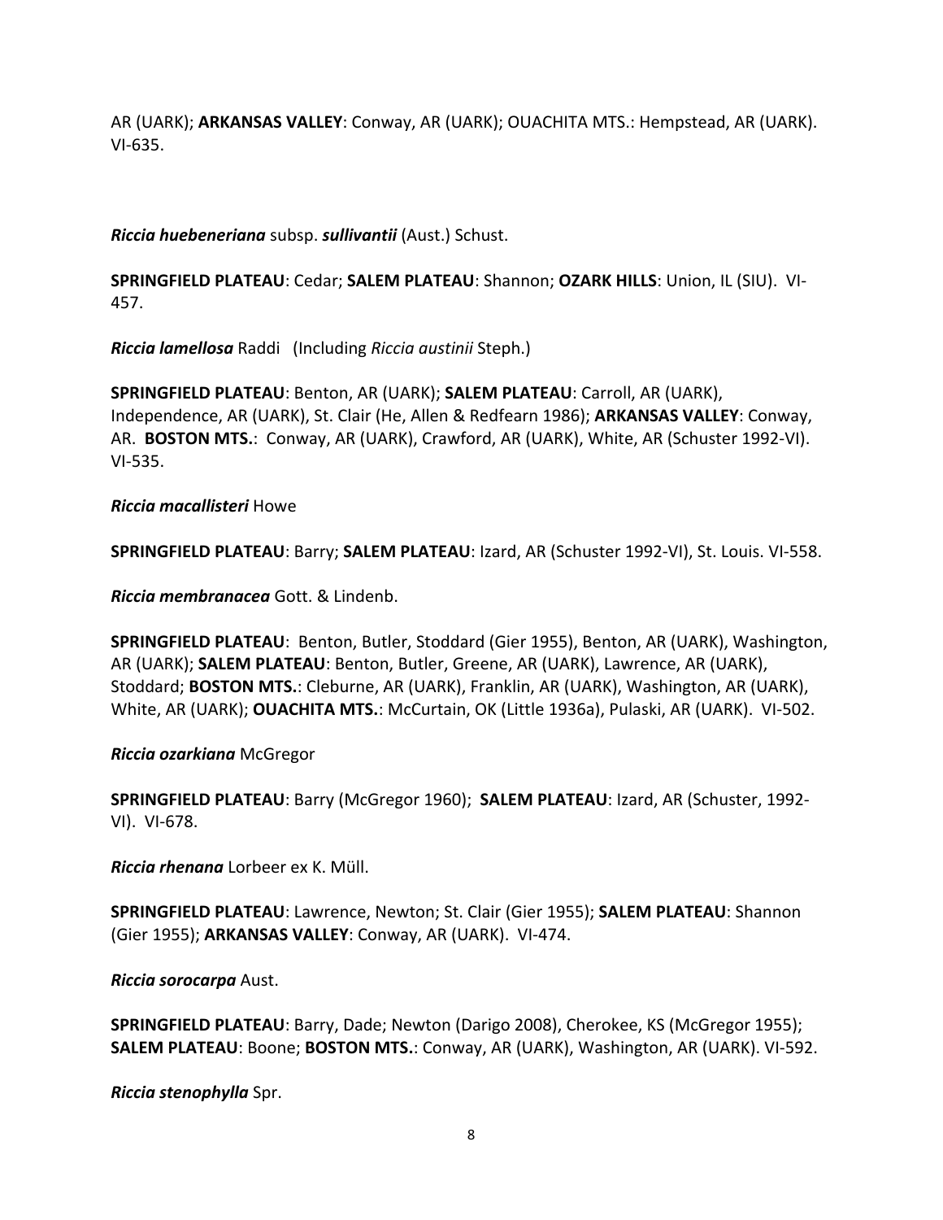AR (UARK); **ARKANSAS VALLEY**: Conway, AR (UARK); OUACHITA MTS.: Hempstead, AR (UARK). VI-635.

***Riccia huebeneriana*** subsp. ***sullivantii*** (Aust.) Schust.

**SPRINGFIELD PLATEAU**: Cedar; **SALEM PLATEAU**: Shannon; **OZARK HILLS**: Union, IL (SIU). VI-457.

***Riccia lamellosa*** Raddi (Including *Riccia austinii* Steph.)

**SPRINGFIELD PLATEAU**: Benton, AR (UARK); **SALEM PLATEAU**: Carroll, AR (UARK), Independence, AR (UARK), St. Clair (He, Allen & Redfearn 1986); **ARKANSAS VALLEY**: Conway, AR. **BOSTON MTS.**: Conway, AR (UARK), Crawford, AR (UARK), White, AR (Schuster 1992-VI). VI-535.

***Riccia macallisteri*** Howe

**SPRINGFIELD PLATEAU**: Barry; **SALEM PLATEAU**: Izard, AR (Schuster 1992-VI), St. Louis. VI-558.

***Riccia membranacea*** Gott. & Lindenb.

**SPRINGFIELD PLATEAU**: Benton, Butler, Stoddard (Gier 1955), Benton, AR (UARK), Washington, AR (UARK); **SALEM PLATEAU**: Benton, Butler, Greene, AR (UARK), Lawrence, AR (UARK), Stoddard; **BOSTON MTS.**: Cleburne, AR (UARK), Franklin, AR (UARK), Washington, AR (UARK), White, AR (UARK); **OUACHITA MTS.**: McCurtain, OK (Little 1936a), Pulaski, AR (UARK). VI-502.

***Riccia ozarkiana*** McGregor

**SPRINGFIELD PLATEAU**: Barry (McGregor 1960); **SALEM PLATEAU**: Izard, AR (Schuster, 1992-VI). VI-678.

***Riccia rhenana*** Lorbeer ex K. Müll.

**SPRINGFIELD PLATEAU**: Lawrence, Newton; St. Clair (Gier 1955); **SALEM PLATEAU**: Shannon (Gier 1955); **ARKANSAS VALLEY**: Conway, AR (UARK). VI-474.

***Riccia sorocarpa*** Aust.

**SPRINGFIELD PLATEAU**: Barry, Dade; Newton (Darigo 2008), Cherokee, KS (McGregor 1955); **SALEM PLATEAU**: Boone; **BOSTON MTS.**: Conway, AR (UARK), Washington, AR (UARK). VI-592.

***Riccia stenophylla*** Spr.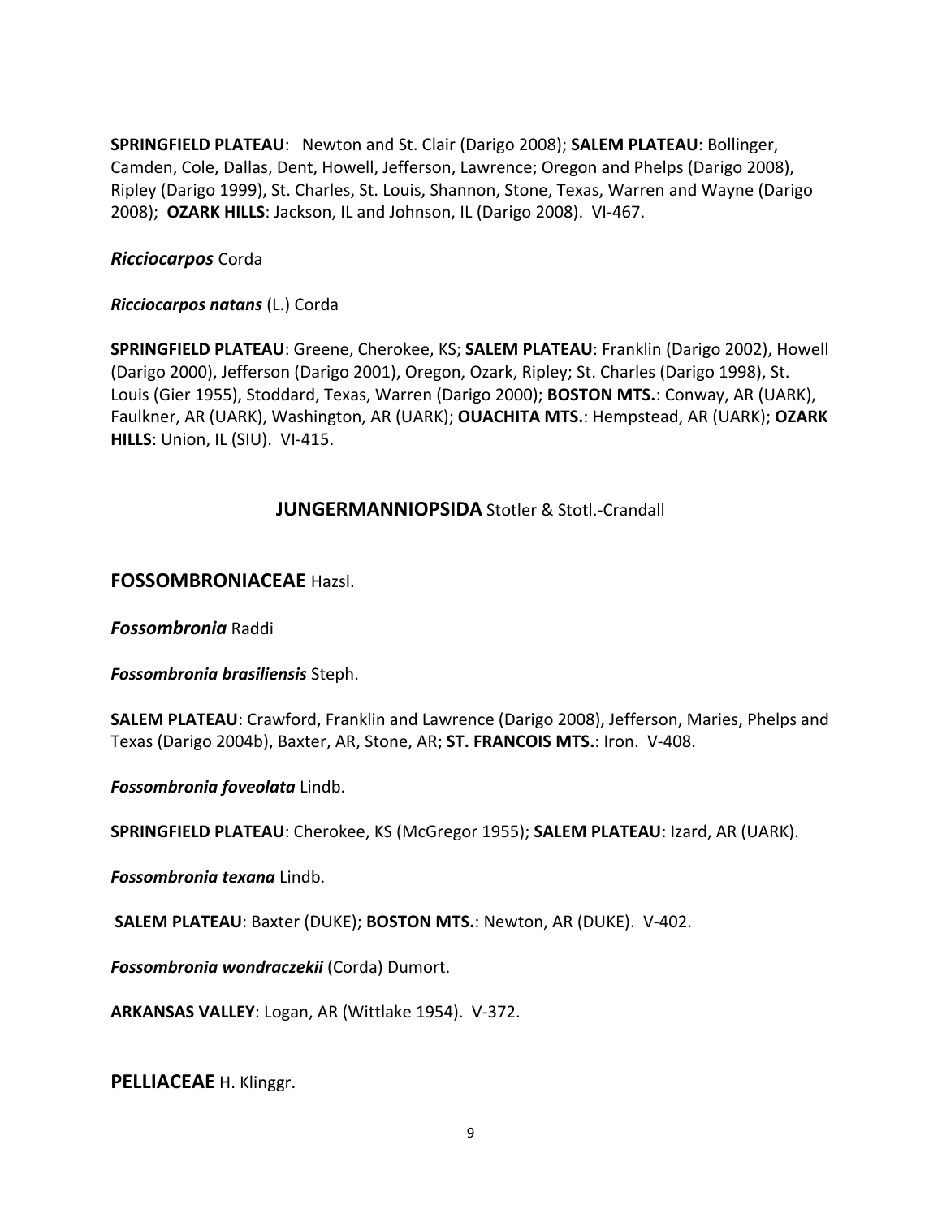**SPRINGFIELD PLATEAU**: Newton and St. Clair (Darigo 2008); **SALEM PLATEAU**: Bollinger, Camden, Cole, Dallas, Dent, Howell, Jefferson, Lawrence; Oregon and Phelps (Darigo 2008), Ripley (Darigo 1999), St. Charles, St. Louis, Shannon, Stone, Texas, Warren and Wayne (Darigo 2008); **OZARK HILLS**: Jackson, IL and Johnson, IL (Darigo 2008). VI-467.

***Ricciocarpos*** Corda

***Ricciocarpos natans*** (L.) Corda

**SPRINGFIELD PLATEAU**: Greene, Cherokee, KS; **SALEM PLATEAU**: Franklin (Darigo 2002), Howell (Darigo 2000), Jefferson (Darigo 2001), Oregon, Ozark, Ripley; St. Charles (Darigo 1998), St. Louis (Gier 1955), Stoddard, Texas, Warren (Darigo 2000); **BOSTON MTS.**: Conway, AR (UARK), Faulkner, AR (UARK), Washington, AR (UARK); **OUACHITA MTS.**: Hempstead, AR (UARK); **OZARK HILLS**: Union, IL (SIU). VI-415.

## JUNGERMANNIOPSIDA Stotler & Stotl.-Crandall

### FOSSOMBRONIACEAE Hazsl.

***Fossombronia*** Raddi

***Fossombronia brasiliensis*** Steph.

**SALEM PLATEAU**: Crawford, Franklin and Lawrence (Darigo 2008), Jefferson, Maries, Phelps and Texas (Darigo 2004b), Baxter, AR, Stone, AR; **ST. FRANCOIS MTS.**: Iron. V-408.

***Fossombronia foveolata*** Lindb.

**SPRINGFIELD PLATEAU**: Cherokee, KS (McGregor 1955); **SALEM PLATEAU**: Izard, AR (UARK).

***Fossombronia texana*** Lindb.

**SALEM PLATEAU**: Baxter (DUKE); **BOSTON MTS.**: Newton, AR (DUKE). V-402.

***Fossombronia wondraczekii*** (Corda) Dumort.

**ARKANSAS VALLEY**: Logan, AR (Wittlake 1954). V-372.

### PELLIACEAE H. Klinggr.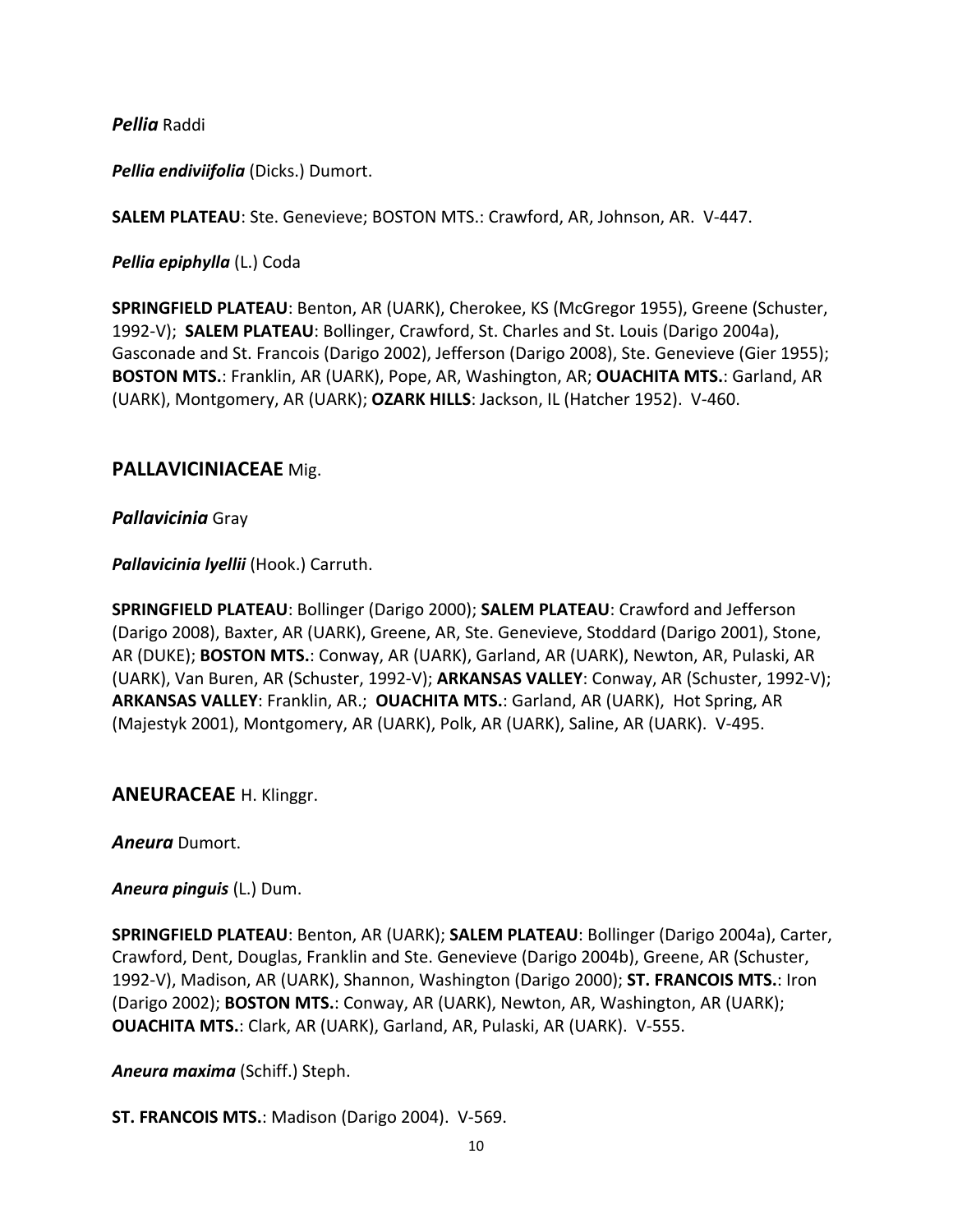***Pellia*** Raddi

***Pellia endiviifolia*** (Dicks.) Dumort.

**SALEM PLATEAU**: Ste. Genevieve; BOSTON MTS.: Crawford, AR, Johnson, AR.  V-447.

***Pellia epiphylla*** (L.) Coda

**SPRINGFIELD PLATEAU**: Benton, AR (UARK), Cherokee, KS (McGregor 1955), Greene (Schuster, 1992-V);  **SALEM PLATEAU**: Bollinger, Crawford, St. Charles and St. Louis (Darigo 2004a), Gasconade and St. Francois (Darigo 2002), Jefferson (Darigo 2008), Ste. Genevieve (Gier 1955); **BOSTON MTS.**: Franklin, AR (UARK), Pope, AR, Washington, AR; **OUACHITA MTS.**: Garland, AR (UARK), Montgomery, AR (UARK); **OZARK HILLS**: Jackson, IL (Hatcher 1952).  V-460.

## PALLAVICINIACEAE Mig.

***Pallavicinia*** Gray

***Pallavicinia lyellii*** (Hook.) Carruth.

**SPRINGFIELD PLATEAU**: Bollinger (Darigo 2000); **SALEM PLATEAU**: Crawford and Jefferson (Darigo 2008), Baxter, AR (UARK), Greene, AR, Ste. Genevieve, Stoddard (Darigo 2001), Stone, AR (DUKE); **BOSTON MTS.**: Conway, AR (UARK), Garland, AR (UARK), Newton, AR, Pulaski, AR (UARK), Van Buren, AR (Schuster, 1992-V); **ARKANSAS VALLEY**: Conway, AR (Schuster, 1992-V); **ARKANSAS VALLEY**: Franklin, AR.;  **OUACHITA MTS.**: Garland, AR (UARK),  Hot Spring, AR (Majestyk 2001), Montgomery, AR (UARK), Polk, AR (UARK), Saline, AR (UARK).  V-495.

## ANEURACEAE H. Klinggr.

***Aneura*** Dumort.

***Aneura pinguis*** (L.) Dum.

**SPRINGFIELD PLATEAU**: Benton, AR (UARK); **SALEM PLATEAU**: Bollinger (Darigo 2004a), Carter, Crawford, Dent, Douglas, Franklin and Ste. Genevieve (Darigo 2004b), Greene, AR (Schuster, 1992-V), Madison, AR (UARK), Shannon, Washington (Darigo 2000); **ST. FRANCOIS MTS.**: Iron (Darigo 2002); **BOSTON MTS.**: Conway, AR (UARK), Newton, AR, Washington, AR (UARK); **OUACHITA MTS.**: Clark, AR (UARK), Garland, AR, Pulaski, AR (UARK).  V-555.

***Aneura maxima*** (Schiff.) Steph.

**ST. FRANCOIS MTS.**: Madison (Darigo 2004).  V-569.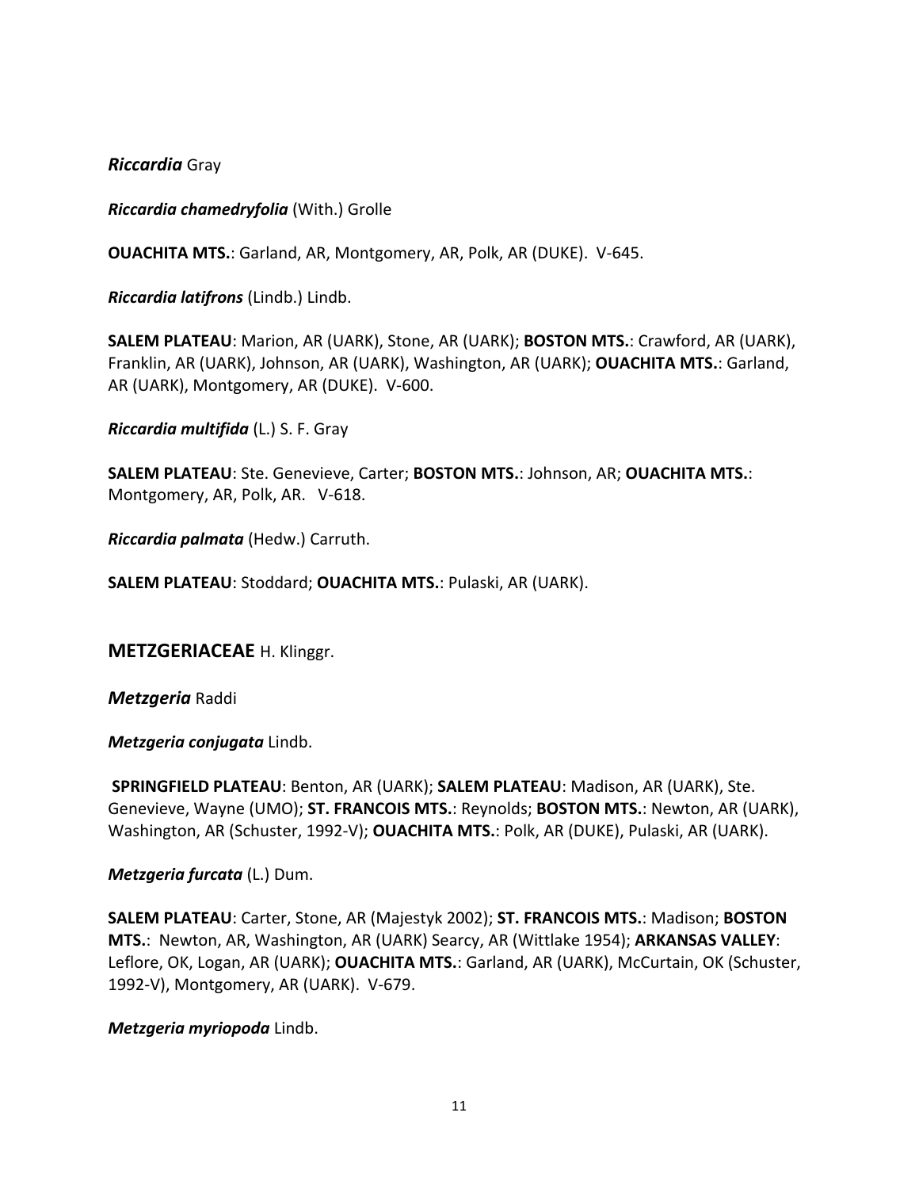***Riccardia*** Gray

***Riccardia chamedryfolia*** (With.) Grolle

**OUACHITA MTS.**: Garland, AR, Montgomery, AR, Polk, AR (DUKE). V-645.

***Riccardia latifrons*** (Lindb.) Lindb.

**SALEM PLATEAU**: Marion, AR (UARK), Stone, AR (UARK); **BOSTON MTS.**: Crawford, AR (UARK), Franklin, AR (UARK), Johnson, AR (UARK), Washington, AR (UARK); **OUACHITA MTS.**: Garland, AR (UARK), Montgomery, AR (DUKE). V-600.

***Riccardia multifida*** (L.) S. F. Gray

**SALEM PLATEAU**: Ste. Genevieve, Carter; **BOSTON MTS.**: Johnson, AR; **OUACHITA MTS.**: Montgomery, AR, Polk, AR. V-618.

***Riccardia palmata*** (Hedw.) Carruth.

**SALEM PLATEAU**: Stoddard; **OUACHITA MTS.**: Pulaski, AR (UARK).

## METZGERIACEAE H. Klinggr.

***Metzgeria*** Raddi

***Metzgeria conjugata*** Lindb.

**SPRINGFIELD PLATEAU**: Benton, AR (UARK); **SALEM PLATEAU**: Madison, AR (UARK), Ste. Genevieve, Wayne (UMO); **ST. FRANCOIS MTS.**: Reynolds; **BOSTON MTS.**: Newton, AR (UARK), Washington, AR (Schuster, 1992-V); **OUACHITA MTS.**: Polk, AR (DUKE), Pulaski, AR (UARK).

***Metzgeria furcata*** (L.) Dum.

**SALEM PLATEAU**: Carter, Stone, AR (Majestyk 2002); **ST. FRANCOIS MTS.**: Madison; **BOSTON MTS.**: Newton, AR, Washington, AR (UARK) Searcy, AR (Wittlake 1954); **ARKANSAS VALLEY**: Leflore, OK, Logan, AR (UARK); **OUACHITA MTS.**: Garland, AR (UARK), McCurtain, OK (Schuster, 1992-V), Montgomery, AR (UARK). V-679.

***Metzgeria myriopoda*** Lindb.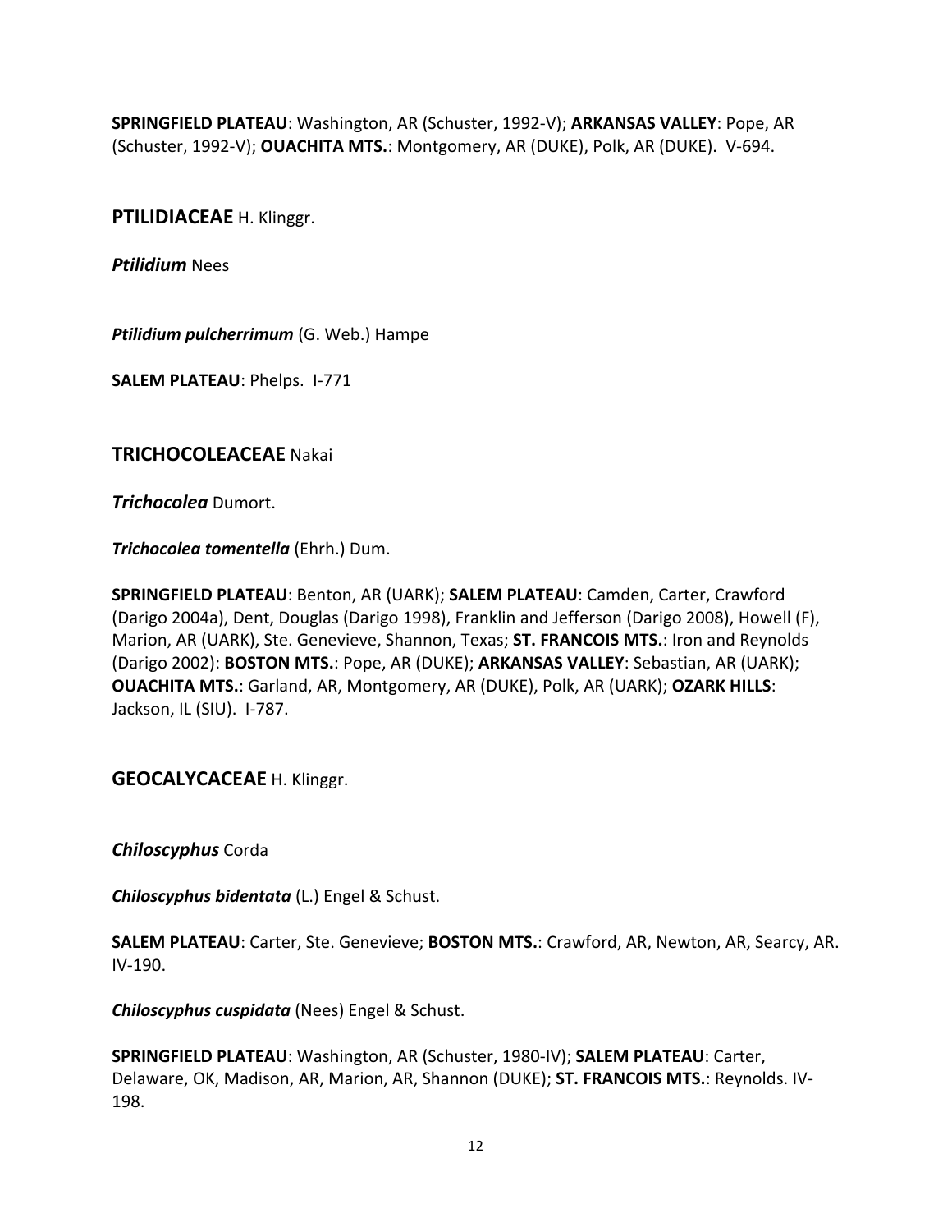**SPRINGFIELD PLATEAU**: Washington, AR (Schuster, 1992-V); **ARKANSAS VALLEY**: Pope, AR (Schuster, 1992-V); **OUACHITA MTS.**: Montgomery, AR (DUKE), Polk, AR (DUKE). V-694.

## PTILIDIACEAE H. Klinggr.

***Ptilidium*** Nees

***Ptilidium pulcherrimum*** (G. Web.) Hampe

**SALEM PLATEAU**: Phelps. I-771

## TRICHOCOLEACEAE Nakai

***Trichocolea*** Dumort.

***Trichocolea tomentella*** (Ehrh.) Dum.

**SPRINGFIELD PLATEAU**: Benton, AR (UARK); **SALEM PLATEAU**: Camden, Carter, Crawford (Darigo 2004a), Dent, Douglas (Darigo 1998), Franklin and Jefferson (Darigo 2008), Howell (F), Marion, AR (UARK), Ste. Genevieve, Shannon, Texas; **ST. FRANCOIS MTS.**: Iron and Reynolds (Darigo 2002): **BOSTON MTS.**: Pope, AR (DUKE); **ARKANSAS VALLEY**: Sebastian, AR (UARK); **OUACHITA MTS.**: Garland, AR, Montgomery, AR (DUKE), Polk, AR (UARK); **OZARK HILLS**: Jackson, IL (SIU). I-787.

## GEOCALYCACEAE H. Klinggr.

***Chiloscyphus*** Corda

***Chiloscyphus bidentata*** (L.) Engel & Schust.

**SALEM PLATEAU**: Carter, Ste. Genevieve; **BOSTON MTS.**: Crawford, AR, Newton, AR, Searcy, AR. IV-190.

***Chiloscyphus cuspidata*** (Nees) Engel & Schust.

**SPRINGFIELD PLATEAU**: Washington, AR (Schuster, 1980-IV); **SALEM PLATEAU**: Carter, Delaware, OK, Madison, AR, Marion, AR, Shannon (DUKE); **ST. FRANCOIS MTS.**: Reynolds. IV-198.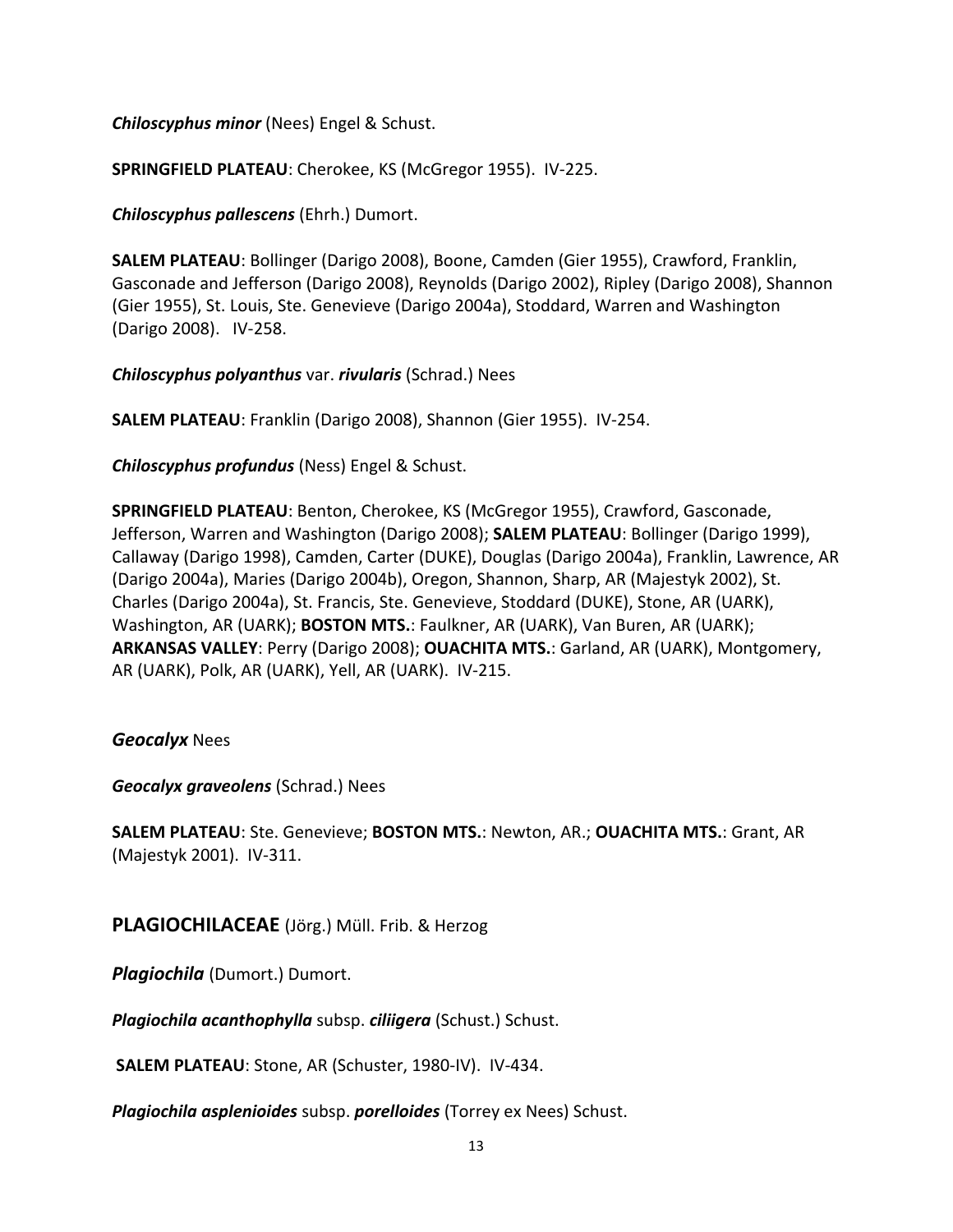***Chiloscyphus minor*** (Nees) Engel & Schust.

**SPRINGFIELD PLATEAU**: Cherokee, KS (McGregor 1955). IV-225.

***Chiloscyphus pallescens*** (Ehrh.) Dumort.

**SALEM PLATEAU**: Bollinger (Darigo 2008), Boone, Camden (Gier 1955), Crawford, Franklin, Gasconade and Jefferson (Darigo 2008), Reynolds (Darigo 2002), Ripley (Darigo 2008), Shannon (Gier 1955), St. Louis, Ste. Genevieve (Darigo 2004a), Stoddard, Warren and Washington (Darigo 2008). IV-258.

***Chiloscyphus polyanthus*** var. ***rivularis*** (Schrad.) Nees

**SALEM PLATEAU**: Franklin (Darigo 2008), Shannon (Gier 1955). IV-254.

***Chiloscyphus profundus*** (Ness) Engel & Schust.

**SPRINGFIELD PLATEAU**: Benton, Cherokee, KS (McGregor 1955), Crawford, Gasconade, Jefferson, Warren and Washington (Darigo 2008); **SALEM PLATEAU**: Bollinger (Darigo 1999), Callaway (Darigo 1998), Camden, Carter (DUKE), Douglas (Darigo 2004a), Franklin, Lawrence, AR (Darigo 2004a), Maries (Darigo 2004b), Oregon, Shannon, Sharp, AR (Majestyk 2002), St. Charles (Darigo 2004a), St. Francis, Ste. Genevieve, Stoddard (DUKE), Stone, AR (UARK), Washington, AR (UARK); **BOSTON MTS.**: Faulkner, AR (UARK), Van Buren, AR (UARK); **ARKANSAS VALLEY**: Perry (Darigo 2008); **OUACHITA MTS.**: Garland, AR (UARK), Montgomery, AR (UARK), Polk, AR (UARK), Yell, AR (UARK). IV-215.

***Geocalyx*** Nees

***Geocalyx graveolens*** (Schrad.) Nees

**SALEM PLATEAU**: Ste. Genevieve; **BOSTON MTS.**: Newton, AR.; **OUACHITA MTS.**: Grant, AR (Majestyk 2001). IV-311.

## **PLAGIOCHILACEAE** (Jörg.) Müll. Frib. & Herzog

***Plagiochila*** (Dumort.) Dumort.

***Plagiochila acanthophylla*** subsp. ***ciliigera*** (Schust.) Schust.

**SALEM PLATEAU**: Stone, AR (Schuster, 1980-IV). IV-434.

***Plagiochila asplenioides*** subsp. ***porelloides*** (Torrey ex Nees) Schust.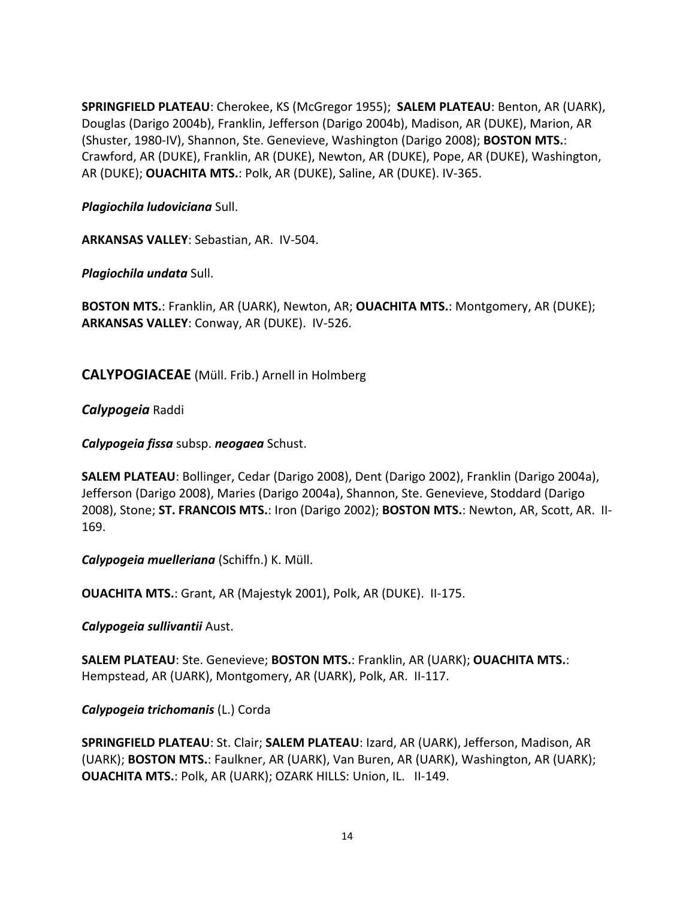**SPRINGFIELD PLATEAU**: Cherokee, KS (McGregor 1955); **SALEM PLATEAU**: Benton, AR (UARK), Douglas (Darigo 2004b), Franklin, Jefferson (Darigo 2004b), Madison, AR (DUKE), Marion, AR (Shuster, 1980-IV), Shannon, Ste. Genevieve, Washington (Darigo 2008); **BOSTON MTS.**: Crawford, AR (DUKE), Franklin, AR (DUKE), Newton, AR (DUKE), Pope, AR (DUKE), Washington, AR (DUKE); **OUACHITA MTS.**: Polk, AR (DUKE), Saline, AR (DUKE). IV-365.

***Plagiochila ludoviciana*** Sull.

**ARKANSAS VALLEY**: Sebastian, AR. IV-504.

***Plagiochila undata*** Sull.

**BOSTON MTS.**: Franklin, AR (UARK), Newton, AR; **OUACHITA MTS.**: Montgomery, AR (DUKE); **ARKANSAS VALLEY**: Conway, AR (DUKE). IV-526.

## CALYPOGIACEAE (Müll. Frib.) Arnell in Holmberg

***Calypogeia*** Raddi

***Calypogeia fissa*** subsp. ***neogaea*** Schust.

**SALEM PLATEAU**: Bollinger, Cedar (Darigo 2008), Dent (Darigo 2002), Franklin (Darigo 2004a), Jefferson (Darigo 2008), Maries (Darigo 2004a), Shannon, Ste. Genevieve, Stoddard (Darigo 2008), Stone; **ST. FRANCOIS MTS.**: Iron (Darigo 2002); **BOSTON MTS.**: Newton, AR, Scott, AR. II-169.

***Calypogeia muelleriana*** (Schiffn.) K. Müll.

**OUACHITA MTS.**: Grant, AR (Majestyk 2001), Polk, AR (DUKE). II-175.

***Calypogeia sullivantii*** Aust.

**SALEM PLATEAU**: Ste. Genevieve; **BOSTON MTS.**: Franklin, AR (UARK); **OUACHITA MTS.**: Hempstead, AR (UARK), Montgomery, AR (UARK), Polk, AR. II-117.

***Calypogeia trichomanis*** (L.) Corda

**SPRINGFIELD PLATEAU**: St. Clair; **SALEM PLATEAU**: Izard, AR (UARK), Jefferson, Madison, AR (UARK); **BOSTON MTS.**: Faulkner, AR (UARK), Van Buren, AR (UARK), Washington, AR (UARK); **OUACHITA MTS.**: Polk, AR (UARK); OZARK HILLS: Union, IL. II-149.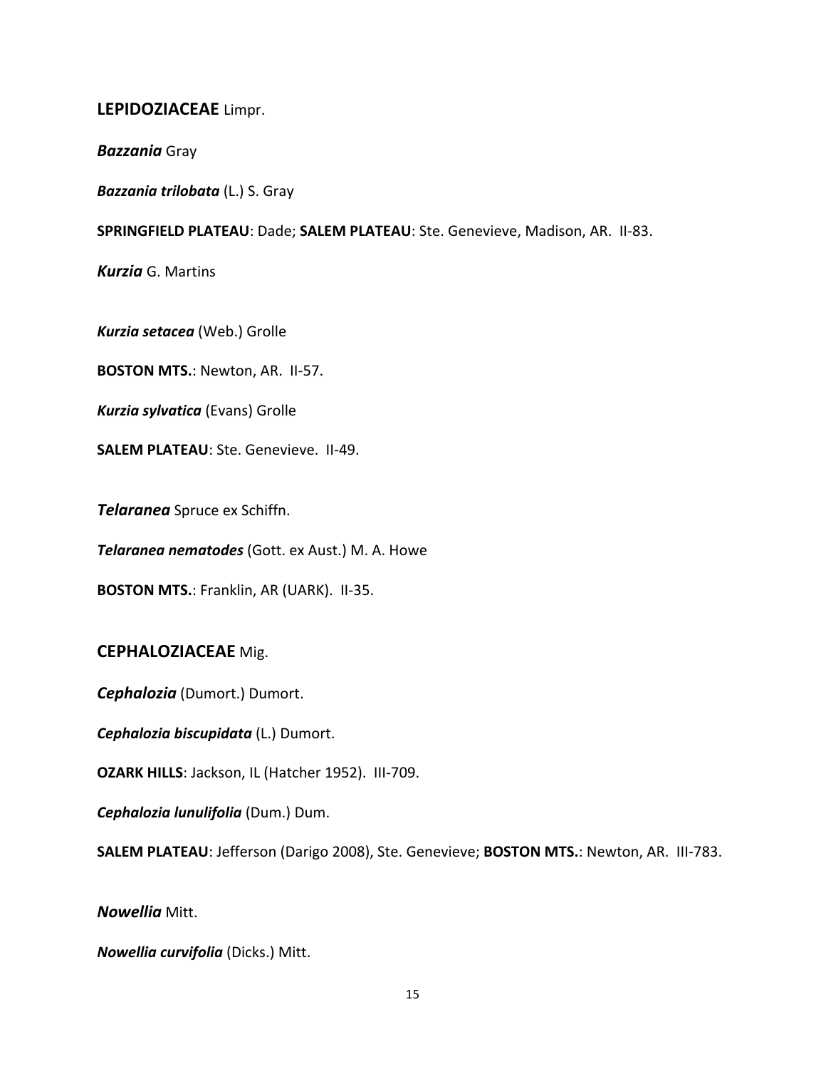## **LEPIDOZIACEAE** Limpr.

***Bazzania*** Gray

***Bazzania trilobata*** (L.) S. Gray

**SPRINGFIELD PLATEAU**: Dade; **SALEM PLATEAU**: Ste. Genevieve, Madison, AR. II-83.

***Kurzia*** G. Martins

***Kurzia setacea*** (Web.) Grolle

**BOSTON MTS.**: Newton, AR. II-57.

***Kurzia sylvatica*** (Evans) Grolle

**SALEM PLATEAU**: Ste. Genevieve. II-49.

***Telaranea*** Spruce ex Schiffn.

***Telaranea nematodes*** (Gott. ex Aust.) M. A. Howe

**BOSTON MTS.**: Franklin, AR (UARK). II-35.

## **CEPHALOZIACEAE** Mig.

***Cephalozia*** (Dumort.) Dumort.

***Cephalozia biscupidata*** (L.) Dumort.

**OZARK HILLS**: Jackson, IL (Hatcher 1952). III-709.

***Cephalozia lunulifolia*** (Dum.) Dum.

**SALEM PLATEAU**: Jefferson (Darigo 2008), Ste. Genevieve; **BOSTON MTS.**: Newton, AR. III-783.

***Nowellia*** Mitt.

***Nowellia curvifolia*** (Dicks.) Mitt.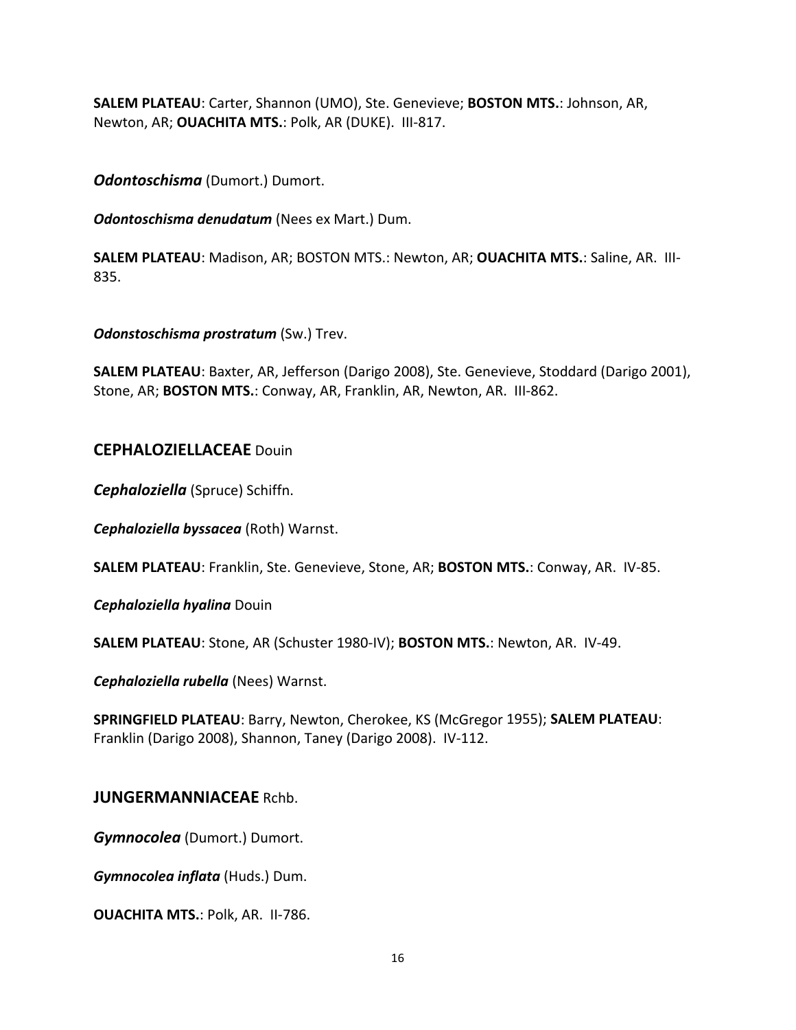**SALEM PLATEAU**: Carter, Shannon (UMO), Ste. Genevieve; **BOSTON MTS.**: Johnson, AR, Newton, AR; **OUACHITA MTS.**: Polk, AR (DUKE). III-817.

***Odontoschisma*** (Dumort.) Dumort.

***Odontoschisma denudatum*** (Nees ex Mart.) Dum.

**SALEM PLATEAU**: Madison, AR; BOSTON MTS.: Newton, AR; **OUACHITA MTS.**: Saline, AR. III-835.

***Odonstoschisma prostratum*** (Sw.) Trev.

**SALEM PLATEAU**: Baxter, AR, Jefferson (Darigo 2008), Ste. Genevieve, Stoddard (Darigo 2001), Stone, AR; **BOSTON MTS.**: Conway, AR, Franklin, AR, Newton, AR. III-862.

## CEPHALOZIELLACEAE Douin

***Cephaloziella*** (Spruce) Schiffn.

***Cephaloziella byssacea*** (Roth) Warnst.

**SALEM PLATEAU**: Franklin, Ste. Genevieve, Stone, AR; **BOSTON MTS.**: Conway, AR. IV-85.

***Cephaloziella hyalina*** Douin

**SALEM PLATEAU**: Stone, AR (Schuster 1980-IV); **BOSTON MTS.**: Newton, AR. IV-49.

***Cephaloziella rubella*** (Nees) Warnst.

**SPRINGFIELD PLATEAU**: Barry, Newton, Cherokee, KS (McGregor 1955); **SALEM PLATEAU**: Franklin (Darigo 2008), Shannon, Taney (Darigo 2008). IV-112.

## JUNGERMANNIACEAE Rchb.

***Gymnocolea*** (Dumort.) Dumort.

***Gymnocolea inflata*** (Huds.) Dum.

**OUACHITA MTS.**: Polk, AR. II-786.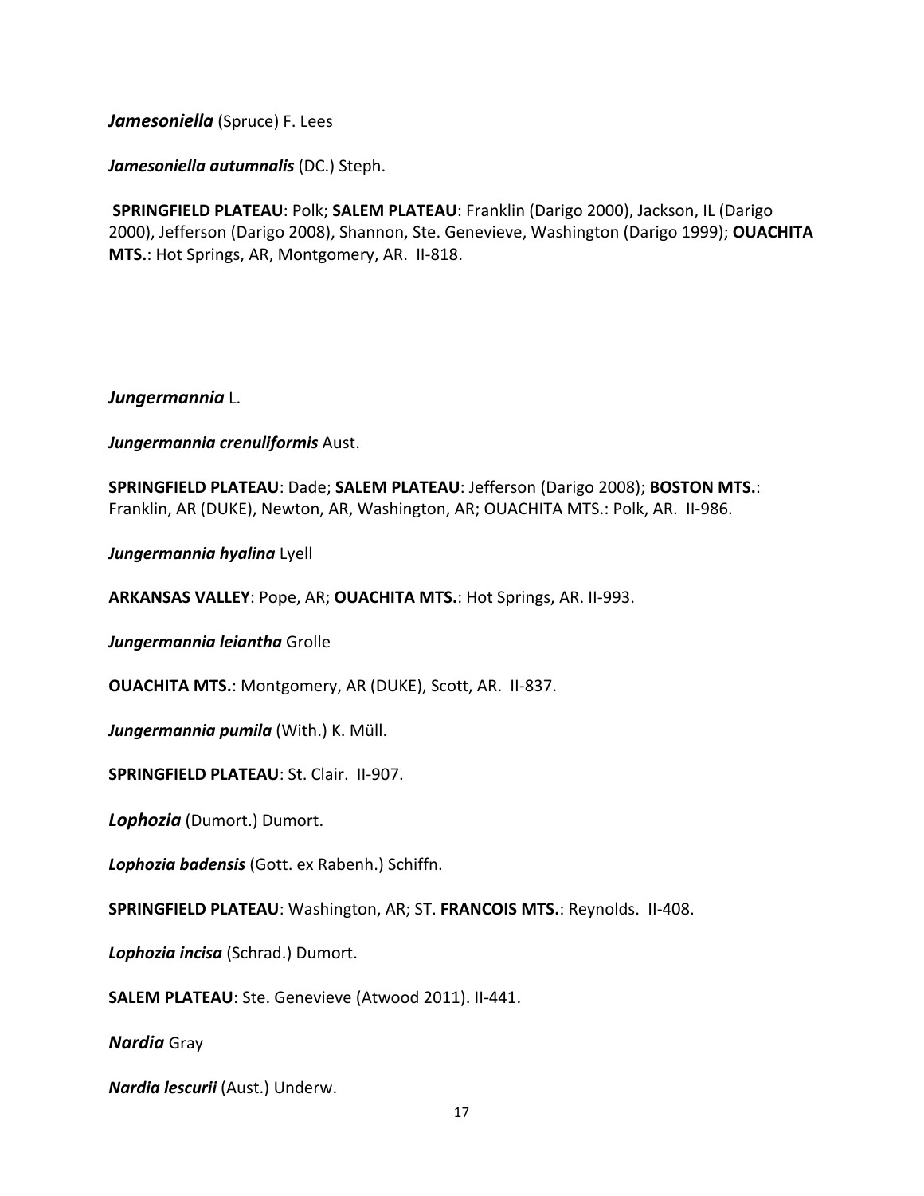***Jamesoniella*** (Spruce) F. Lees

***Jamesoniella autumnalis*** (DC.) Steph.

**SPRINGFIELD PLATEAU**: Polk; **SALEM PLATEAU**: Franklin (Darigo 2000), Jackson, IL (Darigo 2000), Jefferson (Darigo 2008), Shannon, Ste. Genevieve, Washington (Darigo 1999); **OUACHITA MTS.**: Hot Springs, AR, Montgomery, AR. II-818.

***Jungermannia*** L.

***Jungermannia crenuliformis*** Aust.

**SPRINGFIELD PLATEAU**: Dade; **SALEM PLATEAU**: Jefferson (Darigo 2008); **BOSTON MTS.**: Franklin, AR (DUKE), Newton, AR, Washington, AR; OUACHITA MTS.: Polk, AR. II-986.

***Jungermannia hyalina*** Lyell

**ARKANSAS VALLEY**: Pope, AR; **OUACHITA MTS.**: Hot Springs, AR. II-993.

***Jungermannia leiantha*** Grolle

**OUACHITA MTS.**: Montgomery, AR (DUKE), Scott, AR. II-837.

***Jungermannia pumila*** (With.) K. Müll.

**SPRINGFIELD PLATEAU**: St. Clair. II-907.

***Lophozia*** (Dumort.) Dumort.

***Lophozia badensis*** (Gott. ex Rabenh.) Schiffn.

**SPRINGFIELD PLATEAU**: Washington, AR; ST. **FRANCOIS MTS.**: Reynolds. II-408.

***Lophozia incisa*** (Schrad.) Dumort.

**SALEM PLATEAU**: Ste. Genevieve (Atwood 2011). II-441.

***Nardia*** Gray

***Nardia lescurii*** (Aust.) Underw.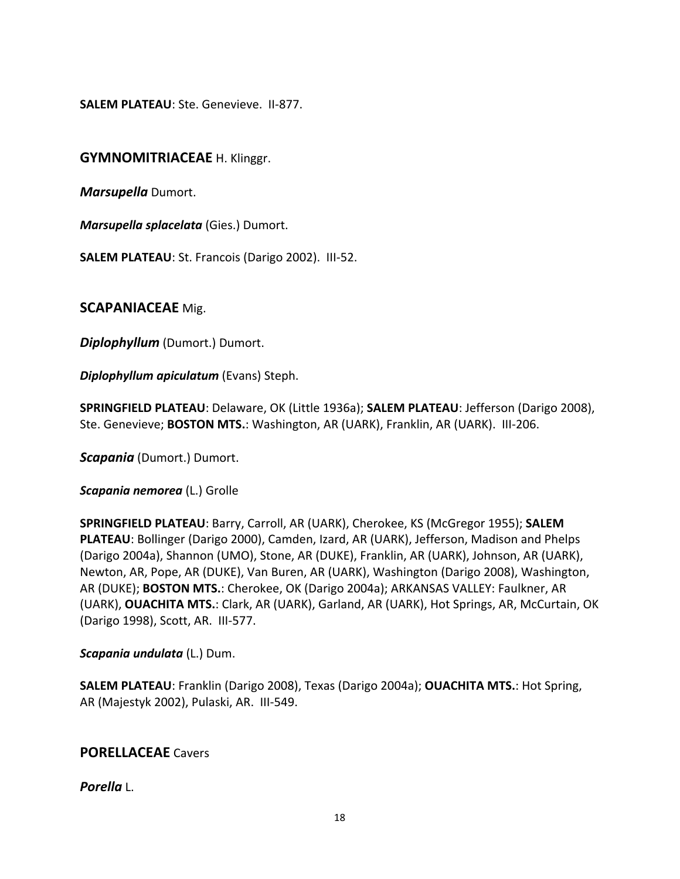**SALEM PLATEAU**: Ste. Genevieve. II-877.

## **GYMNOMITRIACEAE** H. Klinggr.

***Marsupella*** Dumort.

***Marsupella splacelata*** (Gies.) Dumort.

**SALEM PLATEAU**: St. Francois (Darigo 2002). III-52.

## **SCAPANIACEAE** Mig.

***Diplophyllum*** (Dumort.) Dumort.

***Diplophyllum apiculatum*** (Evans) Steph.

**SPRINGFIELD PLATEAU**: Delaware, OK (Little 1936a); **SALEM PLATEAU**: Jefferson (Darigo 2008), Ste. Genevieve; **BOSTON MTS.**: Washington, AR (UARK), Franklin, AR (UARK). III-206.

***Scapania*** (Dumort.) Dumort.

***Scapania nemorea*** (L.) Grolle

**SPRINGFIELD PLATEAU**: Barry, Carroll, AR (UARK), Cherokee, KS (McGregor 1955); **SALEM PLATEAU**: Bollinger (Darigo 2000), Camden, Izard, AR (UARK), Jefferson, Madison and Phelps (Darigo 2004a), Shannon (UMO), Stone, AR (DUKE), Franklin, AR (UARK), Johnson, AR (UARK), Newton, AR, Pope, AR (DUKE), Van Buren, AR (UARK), Washington (Darigo 2008), Washington, AR (DUKE); **BOSTON MTS.**: Cherokee, OK (Darigo 2004a); ARKANSAS VALLEY: Faulkner, AR (UARK), **OUACHITA MTS.**: Clark, AR (UARK), Garland, AR (UARK), Hot Springs, AR, McCurtain, OK (Darigo 1998), Scott, AR. III-577.

***Scapania undulata*** (L.) Dum.

**SALEM PLATEAU**: Franklin (Darigo 2008), Texas (Darigo 2004a); **OUACHITA MTS.**: Hot Spring, AR (Majestyk 2002), Pulaski, AR. III-549.

## **PORELLACEAE** Cavers

***Porella*** L.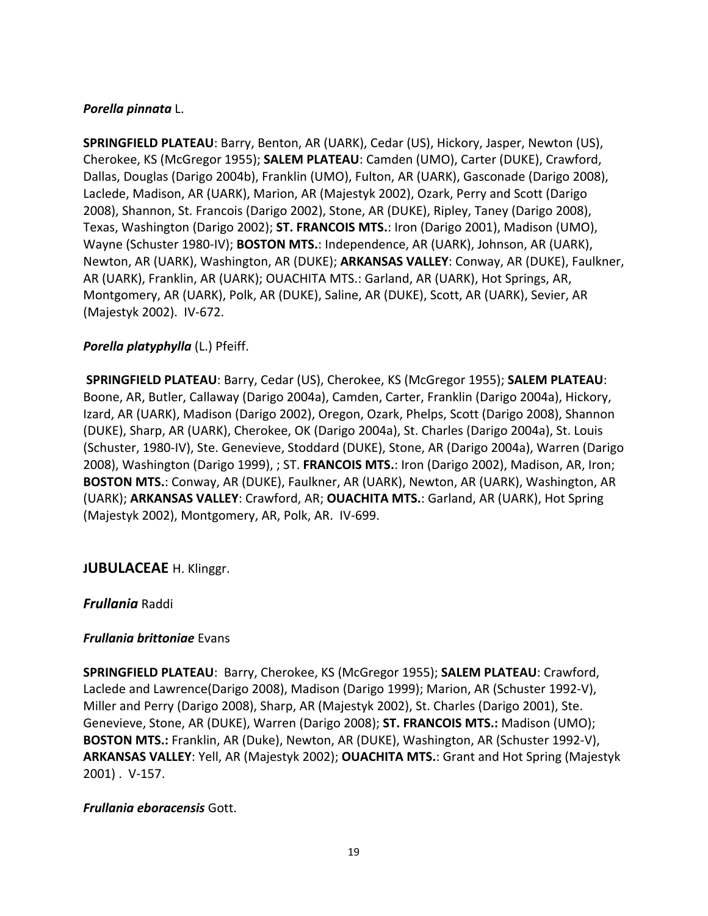***Porella pinnata*** L.

**SPRINGFIELD PLATEAU**: Barry, Benton, AR (UARK), Cedar (US), Hickory, Jasper, Newton (US), Cherokee, KS (McGregor 1955); **SALEM PLATEAU**: Camden (UMO), Carter (DUKE), Crawford, Dallas, Douglas (Darigo 2004b), Franklin (UMO), Fulton, AR (UARK), Gasconade (Darigo 2008), Laclede, Madison, AR (UARK), Marion, AR (Majestyk 2002), Ozark, Perry and Scott (Darigo 2008), Shannon, St. Francois (Darigo 2002), Stone, AR (DUKE), Ripley, Taney (Darigo 2008), Texas, Washington (Darigo 2002); **ST. FRANCOIS MTS.**: Iron (Darigo 2001), Madison (UMO), Wayne (Schuster 1980-IV); **BOSTON MTS.**: Independence, AR (UARK), Johnson, AR (UARK), Newton, AR (UARK), Washington, AR (DUKE); **ARKANSAS VALLEY**: Conway, AR (DUKE), Faulkner, AR (UARK), Franklin, AR (UARK); OUACHITA MTS.: Garland, AR (UARK), Hot Springs, AR, Montgomery, AR (UARK), Polk, AR (DUKE), Saline, AR (DUKE), Scott, AR (UARK), Sevier, AR (Majestyk 2002). IV-672.

***Porella platyphylla*** (L.) Pfeiff.

**SPRINGFIELD PLATEAU**: Barry, Cedar (US), Cherokee, KS (McGregor 1955); **SALEM PLATEAU**: Boone, AR, Butler, Callaway (Darigo 2004a), Camden, Carter, Franklin (Darigo 2004a), Hickory, Izard, AR (UARK), Madison (Darigo 2002), Oregon, Ozark, Phelps, Scott (Darigo 2008), Shannon (DUKE), Sharp, AR (UARK), Cherokee, OK (Darigo 2004a), St. Charles (Darigo 2004a), St. Louis (Schuster, 1980-IV), Ste. Genevieve, Stoddard (DUKE), Stone, AR (Darigo 2004a), Warren (Darigo 2008), Washington (Darigo 1999), ; ST. **FRANCOIS MTS.**: Iron (Darigo 2002), Madison, AR, Iron; **BOSTON MTS.**: Conway, AR (DUKE), Faulkner, AR (UARK), Newton, AR (UARK), Washington, AR (UARK); **ARKANSAS VALLEY**: Crawford, AR; **OUACHITA MTS.**: Garland, AR (UARK), Hot Spring (Majestyk 2002), Montgomery, AR, Polk, AR. IV-699.

## JUBULACEAE H. Klinggr.

***Frullania*** Raddi

***Frullania brittoniae*** Evans

**SPRINGFIELD PLATEAU**: Barry, Cherokee, KS (McGregor 1955); **SALEM PLATEAU**: Crawford, Laclede and Lawrence(Darigo 2008), Madison (Darigo 1999); Marion, AR (Schuster 1992-V), Miller and Perry (Darigo 2008), Sharp, AR (Majestyk 2002), St. Charles (Darigo 2001), Ste. Genevieve, Stone, AR (DUKE), Warren (Darigo 2008); **ST. FRANCOIS MTS.:** Madison (UMO); **BOSTON MTS.:** Franklin, AR (Duke), Newton, AR (DUKE), Washington, AR (Schuster 1992-V), **ARKANSAS VALLEY**: Yell, AR (Majestyk 2002); **OUACHITA MTS.**: Grant and Hot Spring (Majestyk 2001) . V-157.

***Frullania eboracensis*** Gott.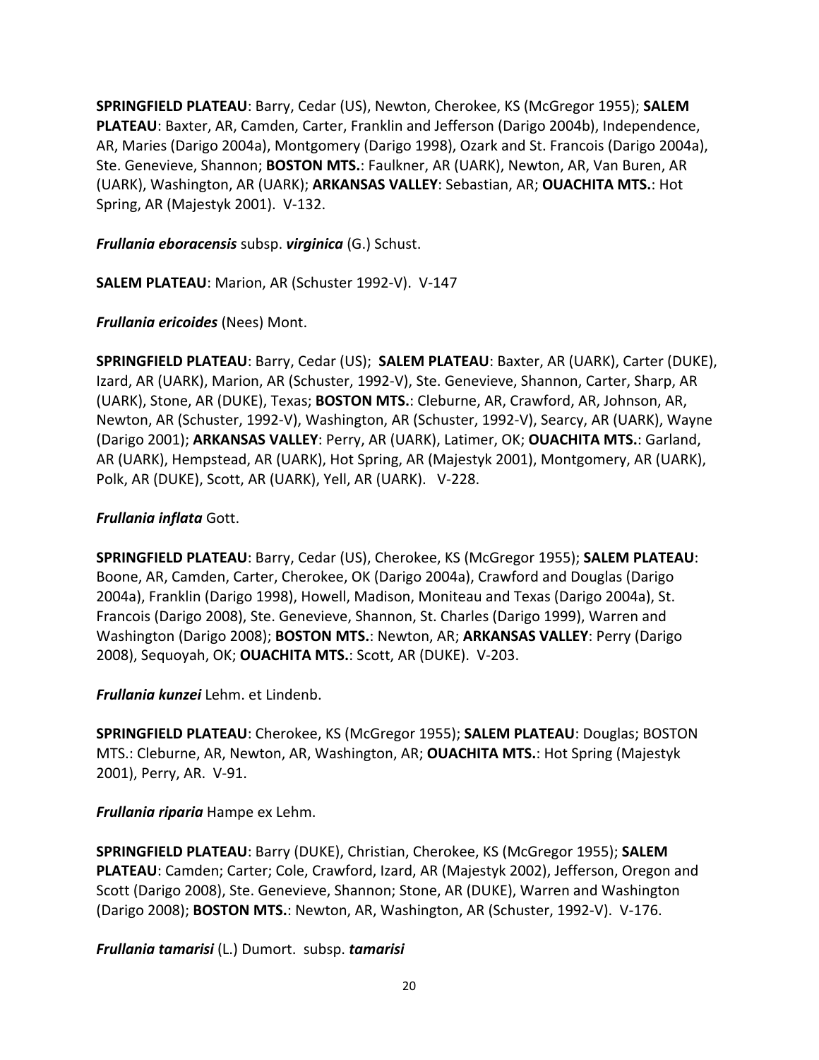**SPRINGFIELD PLATEAU**: Barry, Cedar (US), Newton, Cherokee, KS (McGregor 1955); **SALEM PLATEAU**: Baxter, AR, Camden, Carter, Franklin and Jefferson (Darigo 2004b), Independence, AR, Maries (Darigo 2004a), Montgomery (Darigo 1998), Ozark and St. Francois (Darigo 2004a), Ste. Genevieve, Shannon; **BOSTON MTS.**: Faulkner, AR (UARK), Newton, AR, Van Buren, AR (UARK), Washington, AR (UARK); **ARKANSAS VALLEY**: Sebastian, AR; **OUACHITA MTS.**: Hot Spring, AR (Majestyk 2001). V-132.

***Frullania eboracensis*** subsp. ***virginica*** (G.) Schust.

**SALEM PLATEAU**: Marion, AR (Schuster 1992-V). V-147

***Frullania ericoides*** (Nees) Mont.

**SPRINGFIELD PLATEAU**: Barry, Cedar (US); **SALEM PLATEAU**: Baxter, AR (UARK), Carter (DUKE), Izard, AR (UARK), Marion, AR (Schuster, 1992-V), Ste. Genevieve, Shannon, Carter, Sharp, AR (UARK), Stone, AR (DUKE), Texas; **BOSTON MTS.**: Cleburne, AR, Crawford, AR, Johnson, AR, Newton, AR (Schuster, 1992-V), Washington, AR (Schuster, 1992-V), Searcy, AR (UARK), Wayne (Darigo 2001); **ARKANSAS VALLEY**: Perry, AR (UARK), Latimer, OK; **OUACHITA MTS.**: Garland, AR (UARK), Hempstead, AR (UARK), Hot Spring, AR (Majestyk 2001), Montgomery, AR (UARK), Polk, AR (DUKE), Scott, AR (UARK), Yell, AR (UARK). V-228.

***Frullania inflata*** Gott.

**SPRINGFIELD PLATEAU**: Barry, Cedar (US), Cherokee, KS (McGregor 1955); **SALEM PLATEAU**: Boone, AR, Camden, Carter, Cherokee, OK (Darigo 2004a), Crawford and Douglas (Darigo 2004a), Franklin (Darigo 1998), Howell, Madison, Moniteau and Texas (Darigo 2004a), St. Francois (Darigo 2008), Ste. Genevieve, Shannon, St. Charles (Darigo 1999), Warren and Washington (Darigo 2008); **BOSTON MTS.**: Newton, AR; **ARKANSAS VALLEY**: Perry (Darigo 2008), Sequoyah, OK; **OUACHITA MTS.**: Scott, AR (DUKE). V-203.

***Frullania kunzei*** Lehm. et Lindenb.

**SPRINGFIELD PLATEAU**: Cherokee, KS (McGregor 1955); **SALEM PLATEAU**: Douglas; BOSTON MTS.: Cleburne, AR, Newton, AR, Washington, AR; **OUACHITA MTS.**: Hot Spring (Majestyk 2001), Perry, AR. V-91.

***Frullania riparia*** Hampe ex Lehm.

**SPRINGFIELD PLATEAU**: Barry (DUKE), Christian, Cherokee, KS (McGregor 1955); **SALEM PLATEAU**: Camden; Carter; Cole, Crawford, Izard, AR (Majestyk 2002), Jefferson, Oregon and Scott (Darigo 2008), Ste. Genevieve, Shannon; Stone, AR (DUKE), Warren and Washington (Darigo 2008); **BOSTON MTS.**: Newton, AR, Washington, AR (Schuster, 1992-V). V-176.

***Frullania tamarisi*** (L.) Dumort. subsp. ***tamarisi***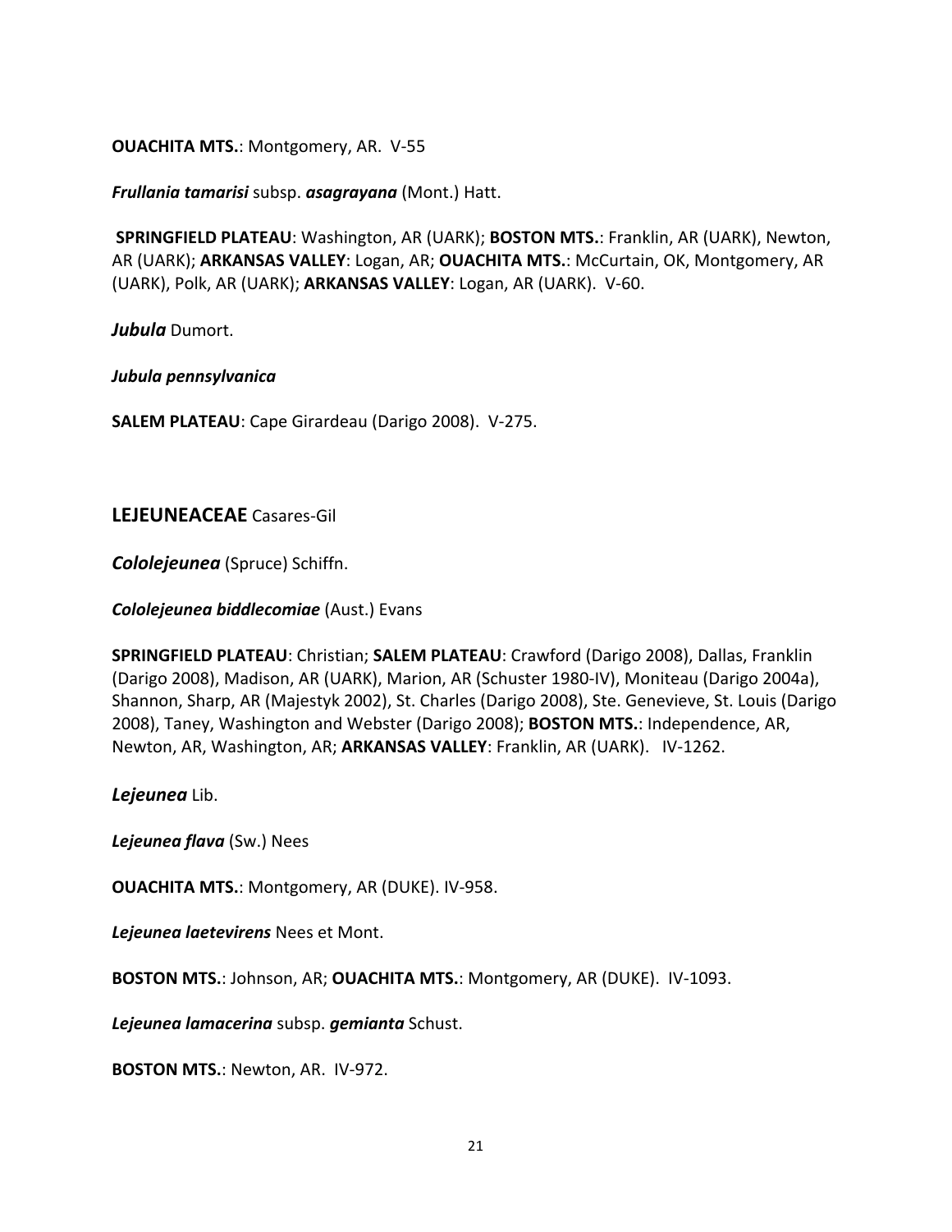**OUACHITA MTS.**: Montgomery, AR.  V-55

***Frullania tamarisi*** subsp. ***asagrayana*** (Mont.) Hatt.

**SPRINGFIELD PLATEAU**: Washington, AR (UARK); **BOSTON MTS.**: Franklin, AR (UARK), Newton, AR (UARK); **ARKANSAS VALLEY**: Logan, AR; **OUACHITA MTS.**: McCurtain, OK, Montgomery, AR (UARK), Polk, AR (UARK); **ARKANSAS VALLEY**: Logan, AR (UARK).  V-60.

***Jubula*** Dumort.

***Jubula pennsylvanica***

**SALEM PLATEAU**: Cape Girardeau (Darigo 2008).  V-275.

## LEJEUNEACEAE Casares-Gil

***Cololejeunea*** (Spruce) Schiffn.

***Cololejeunea biddlecomiae*** (Aust.) Evans

**SPRINGFIELD PLATEAU**: Christian; **SALEM PLATEAU**: Crawford (Darigo 2008), Dallas, Franklin (Darigo 2008), Madison, AR (UARK), Marion, AR (Schuster 1980-IV), Moniteau (Darigo 2004a), Shannon, Sharp, AR (Majestyk 2002), St. Charles (Darigo 2008), Ste. Genevieve, St. Louis (Darigo 2008), Taney, Washington and Webster (Darigo 2008); **BOSTON MTS.**: Independence, AR, Newton, AR, Washington, AR; **ARKANSAS VALLEY**: Franklin, AR (UARK).   IV-1262.

***Lejeunea*** Lib.

***Lejeunea flava*** (Sw.) Nees

**OUACHITA MTS.**: Montgomery, AR (DUKE). IV-958.

***Lejeunea laetevirens*** Nees et Mont.

**BOSTON MTS.**: Johnson, AR; **OUACHITA MTS.**: Montgomery, AR (DUKE).  IV-1093.

***Lejeunea lamacerina*** subsp. ***gemianta*** Schust.

**BOSTON MTS.**: Newton, AR.  IV-972.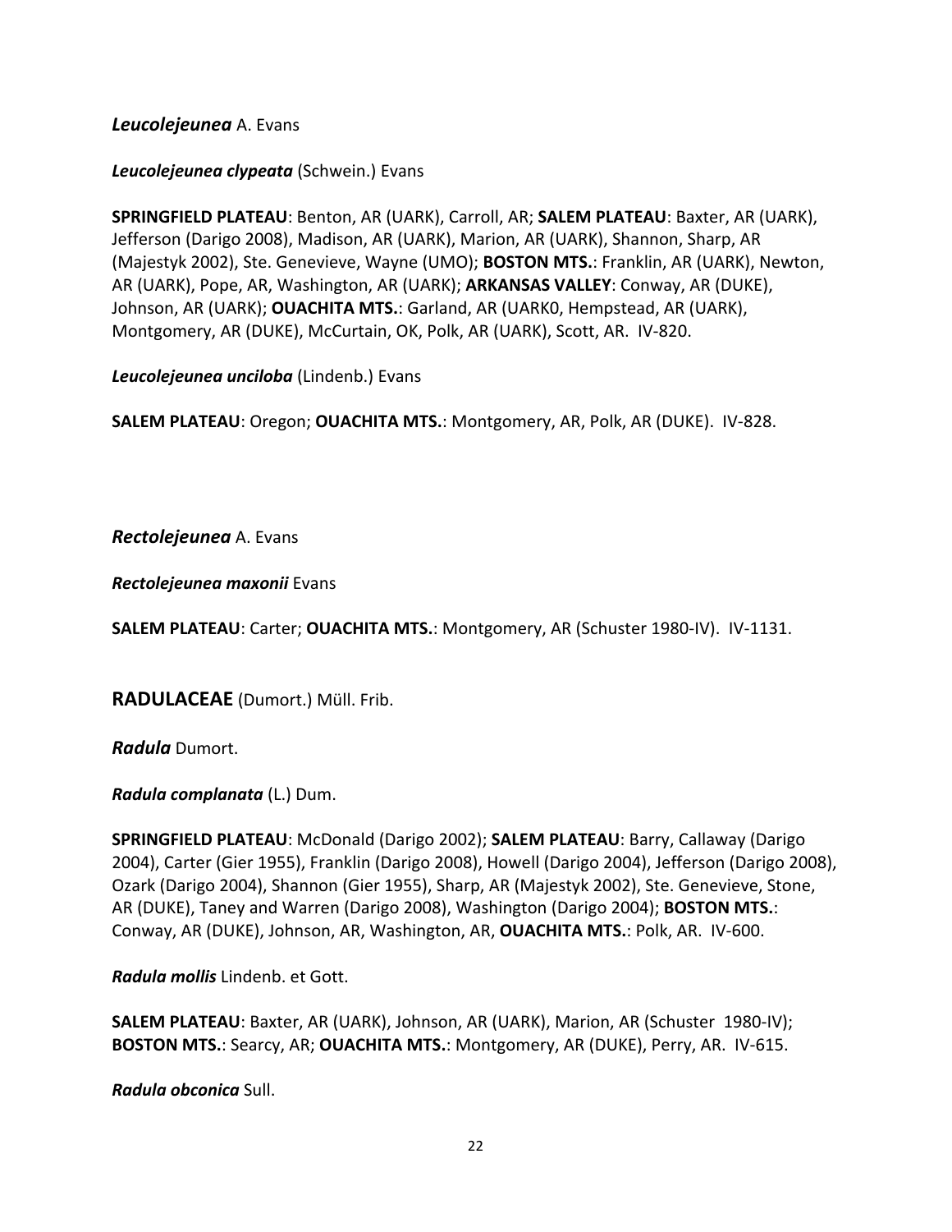***Leucolejeunea*** A. Evans

***Leucolejeunea clypeata*** (Schwein.) Evans

**SPRINGFIELD PLATEAU**: Benton, AR (UARK), Carroll, AR; **SALEM PLATEAU**: Baxter, AR (UARK), Jefferson (Darigo 2008), Madison, AR (UARK), Marion, AR (UARK), Shannon, Sharp, AR (Majestyk 2002), Ste. Genevieve, Wayne (UMO); **BOSTON MTS.**: Franklin, AR (UARK), Newton, AR (UARK), Pope, AR, Washington, AR (UARK); **ARKANSAS VALLEY**: Conway, AR (DUKE), Johnson, AR (UARK); **OUACHITA MTS.**: Garland, AR (UARK0, Hempstead, AR (UARK), Montgomery, AR (DUKE), McCurtain, OK, Polk, AR (UARK), Scott, AR. IV-820.

***Leucolejeunea unciloba*** (Lindenb.) Evans

**SALEM PLATEAU**: Oregon; **OUACHITA MTS.**: Montgomery, AR, Polk, AR (DUKE). IV-828.

***Rectolejeunea*** A. Evans

***Rectolejeunea maxonii*** Evans

**SALEM PLATEAU**: Carter; **OUACHITA MTS.**: Montgomery, AR (Schuster 1980-IV). IV-1131.

## RADULACEAE (Dumort.) Müll. Frib.

***Radula*** Dumort.

***Radula complanata*** (L.) Dum.

**SPRINGFIELD PLATEAU**: McDonald (Darigo 2002); **SALEM PLATEAU**: Barry, Callaway (Darigo 2004), Carter (Gier 1955), Franklin (Darigo 2008), Howell (Darigo 2004), Jefferson (Darigo 2008), Ozark (Darigo 2004), Shannon (Gier 1955), Sharp, AR (Majestyk 2002), Ste. Genevieve, Stone, AR (DUKE), Taney and Warren (Darigo 2008), Washington (Darigo 2004); **BOSTON MTS.**: Conway, AR (DUKE), Johnson, AR, Washington, AR, **OUACHITA MTS.**: Polk, AR. IV-600.

***Radula mollis*** Lindenb. et Gott.

**SALEM PLATEAU**: Baxter, AR (UARK), Johnson, AR (UARK), Marion, AR (Schuster 1980-IV); **BOSTON MTS.**: Searcy, AR; **OUACHITA MTS.**: Montgomery, AR (DUKE), Perry, AR. IV-615.

***Radula obconica*** Sull.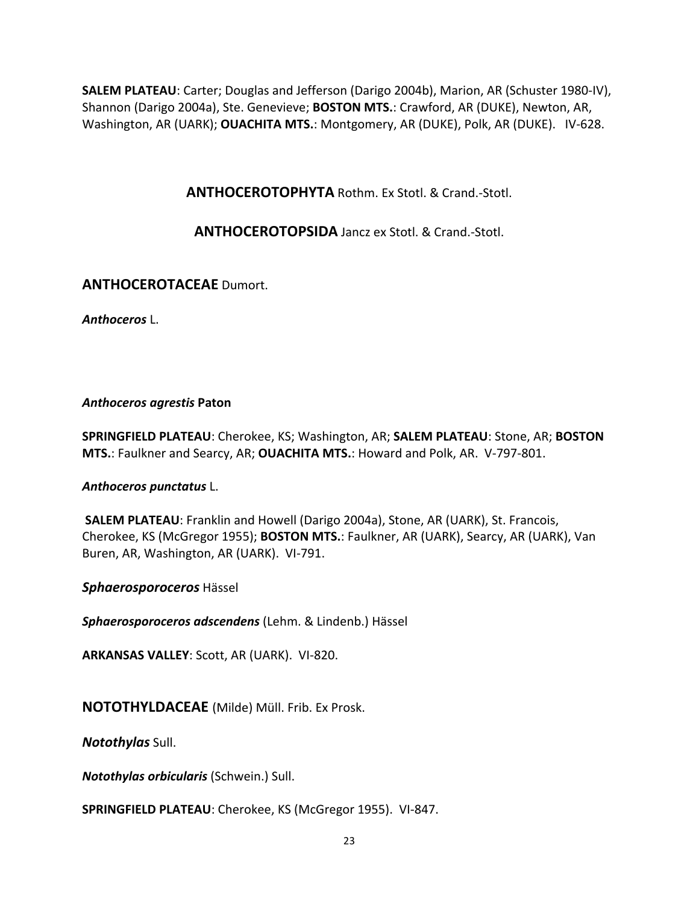**SALEM PLATEAU**: Carter; Douglas and Jefferson (Darigo 2004b), Marion, AR (Schuster 1980-IV), Shannon (Darigo 2004a), Ste. Genevieve; **BOSTON MTS.**: Crawford, AR (DUKE), Newton, AR, Washington, AR (UARK); **OUACHITA MTS.**: Montgomery, AR (DUKE), Polk, AR (DUKE). IV-628.

## **ANTHOCEROTOPHYTA** Rothm. Ex Stotl. & Crand.-Stotl.

## **ANTHOCEROTOPSIDA** Jancz ex Stotl. & Crand.-Stotl.

### **ANTHOCEROTACEAE** Dumort.

***Anthoceros*** L.

***Anthoceros agrestis*** **Paton**

**SPRINGFIELD PLATEAU**: Cherokee, KS; Washington, AR; **SALEM PLATEAU**: Stone, AR; **BOSTON MTS.**: Faulkner and Searcy, AR; **OUACHITA MTS.**: Howard and Polk, AR. V-797-801.

***Anthoceros punctatus*** L.

**SALEM PLATEAU**: Franklin and Howell (Darigo 2004a), Stone, AR (UARK), St. Francois, Cherokee, KS (McGregor 1955); **BOSTON MTS.**: Faulkner, AR (UARK), Searcy, AR (UARK), Van Buren, AR, Washington, AR (UARK). VI-791.

***Sphaerosporoceros*** Hässel

***Sphaerosporoceros adscendens*** (Lehm. & Lindenb.) Hässel

**ARKANSAS VALLEY**: Scott, AR (UARK). VI-820.

### **NOTOTHYLDACEAE** (Milde) Müll. Frib. Ex Prosk.

***Notothylas*** Sull.

***Notothylas orbicularis*** (Schwein.) Sull.

**SPRINGFIELD PLATEAU**: Cherokee, KS (McGregor 1955). VI-847.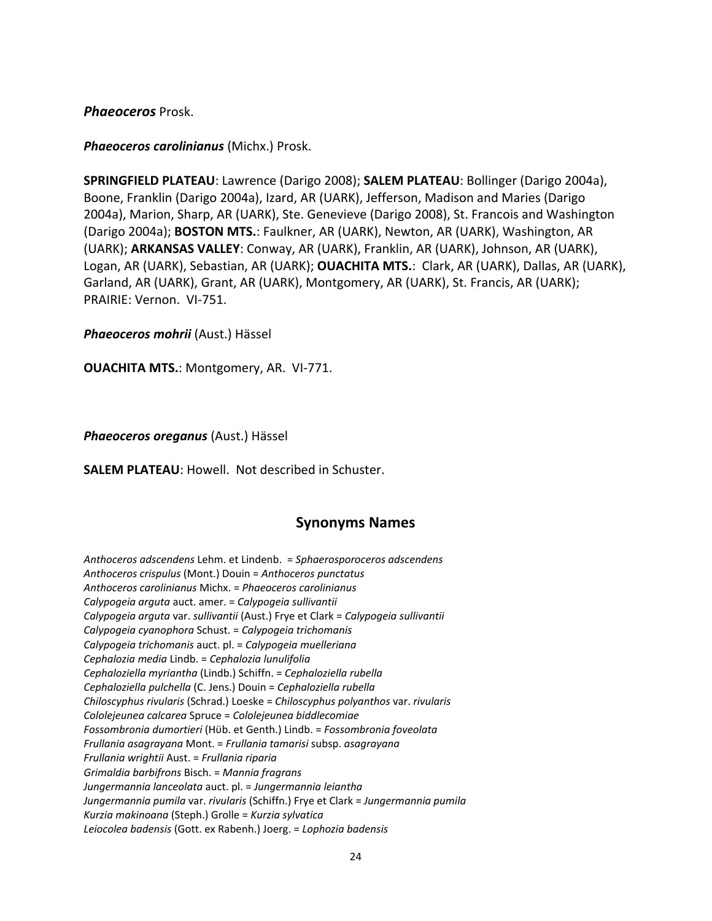***Phaeoceros*** Prosk.

***Phaeoceros carolinianus*** (Michx.) Prosk.

**SPRINGFIELD PLATEAU**: Lawrence (Darigo 2008); **SALEM PLATEAU**: Bollinger (Darigo 2004a), Boone, Franklin (Darigo 2004a), Izard, AR (UARK), Jefferson, Madison and Maries (Darigo 2004a), Marion, Sharp, AR (UARK), Ste. Genevieve (Darigo 2008), St. Francois and Washington (Darigo 2004a); **BOSTON MTS.**: Faulkner, AR (UARK), Newton, AR (UARK), Washington, AR (UARK); **ARKANSAS VALLEY**: Conway, AR (UARK), Franklin, AR (UARK), Johnson, AR (UARK), Logan, AR (UARK), Sebastian, AR (UARK); **OUACHITA MTS.**: Clark, AR (UARK), Dallas, AR (UARK), Garland, AR (UARK), Grant, AR (UARK), Montgomery, AR (UARK), St. Francis, AR (UARK); PRAIRIE: Vernon. VI-751.

***Phaeoceros mohrii*** (Aust.) Hässel

**OUACHITA MTS.**: Montgomery, AR. VI-771.

***Phaeoceros oreganus*** (Aust.) Hässel

**SALEM PLATEAU**: Howell. Not described in Schuster.

## Synonyms Names

*Anthoceros adscendens* Lehm. et Lindenb. = *Sphaerosporoceros adscendens*
*Anthoceros crispulus* (Mont.) Douin = *Anthoceros punctatus*
*Anthoceros carolinianus* Michx. = *Phaeoceros carolinianus*
*Calypogeia arguta* auct. amer. = *Calypogeia sullivantii*
*Calypogeia arguta* var. *sullivantii* (Aust.) Frye et Clark = *Calypogeia sullivantii*
*Calypogeia cyanophora* Schust. = *Calypogeia trichomanis*
*Calypogeia trichomanis* auct. pl. = *Calypogeia muelleriana*
*Cephalozia media* Lindb. = *Cephalozia lunulifolia*
*Cephaloziella myriantha* (Lindb.) Schiffn. = *Cephaloziella rubella*
*Cephaloziella pulchella* (C. Jens.) Douin = *Cephaloziella rubella*
*Chiloscyphus rivularis* (Schrad.) Loeske = *Chiloscyphus polyanthos* var. *rivularis*
*Cololejeunea calcarea* Spruce = *Cololejeunea biddlecomiae*
*Fossombronia dumortieri* (Hüb. et Genth.) Lindb. = *Fossombronia foveolata*
*Frullania asagrayana* Mont. = *Frullania tamarisi* subsp. *asagrayana*
*Frullania wrightii* Aust. = *Frullania riparia*
*Grimaldia barbifrons* Bisch. = *Mannia fragrans*
*Jungermannia lanceolata* auct. pl. = *Jungermannia leiantha*
*Jungermannia pumila* var. *rivularis* (Schiffn.) Frye et Clark = *Jungermannia pumila*
*Kurzia makinoana* (Steph.) Grolle = *Kurzia sylvatica*
*Leiocolea badensis* (Gott. ex Rabenh.) Joerg. = *Lophozia badensis*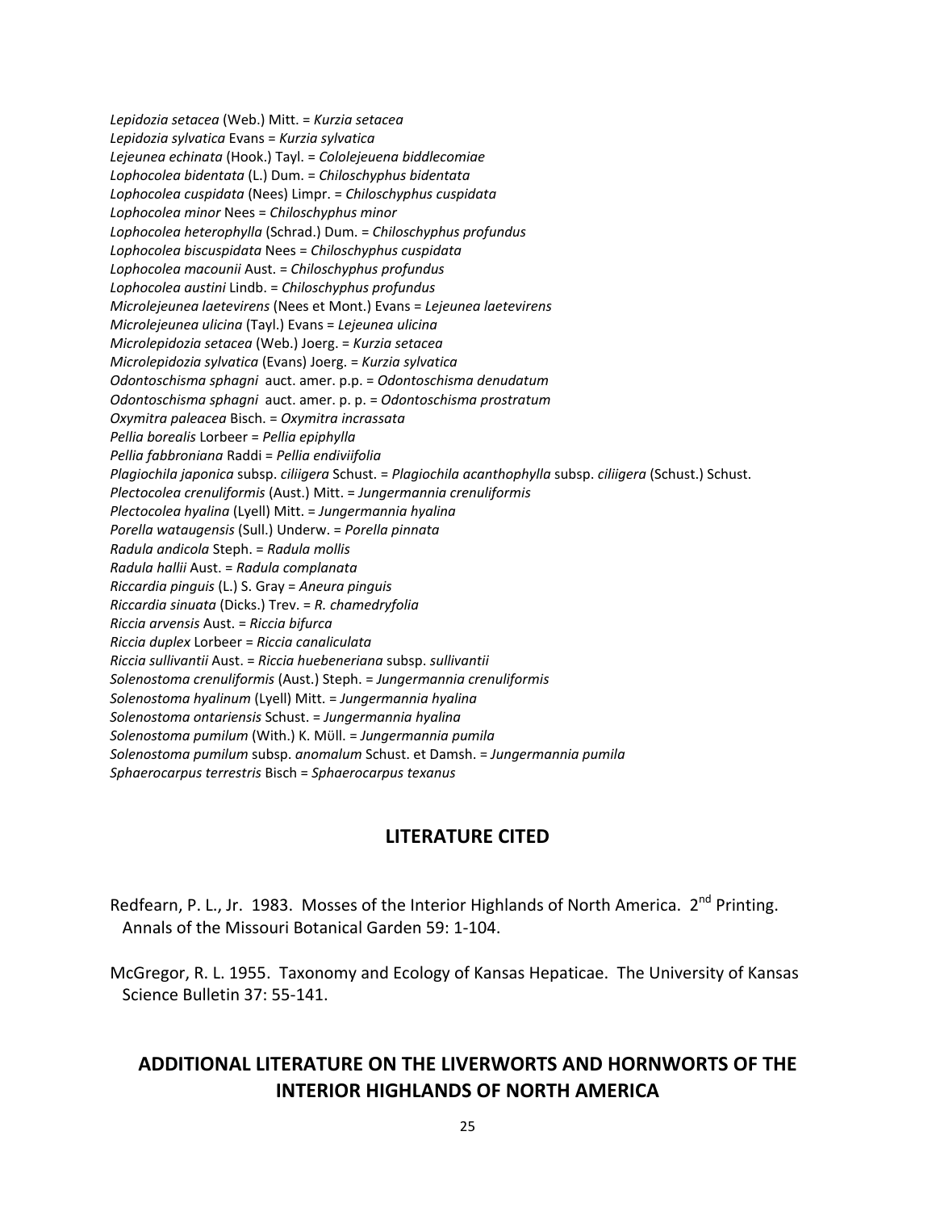*Lepidozia setacea* (Web.) Mitt. = *Kurzia setacea*
*Lepidozia sylvatica* Evans = *Kurzia sylvatica*
*Lejeunea echinata* (Hook.) Tayl. = *Cololejeuena biddlecomiae*
*Lophocolea bidentata* (L.) Dum. = *Chiloschyphus bidentata*
*Lophocolea cuspidata* (Nees) Limpr. = *Chiloschyphus cuspidata*
*Lophocolea minor* Nees = *Chiloschyphus minor*
*Lophocolea heterophylla* (Schrad.) Dum. = *Chiloschyphus profundus*
*Lophocolea biscuspidata* Nees = *Chiloschyphus cuspidata*
*Lophocolea macounii* Aust. = *Chiloschyphus profundus*
*Lophocolea austini* Lindb. = *Chiloschyphus profundus*
*Microlejeunea laetevirens* (Nees et Mont.) Evans = *Lejeunea laetevirens*
*Microlejeunea ulicina* (Tayl.) Evans = *Lejeunea ulicina*
*Microlepidozia setacea* (Web.) Joerg. = *Kurzia setacea*
*Microlepidozia sylvatica* (Evans) Joerg. = *Kurzia sylvatica*
*Odontoschisma sphagni* auct. amer. p.p. = *Odontoschisma denudatum*
*Odontoschisma sphagni* auct. amer. p. p. = *Odontoschisma prostratum*
*Oxymitra paleacea* Bisch. = *Oxymitra incrassata*
*Pellia borealis* Lorbeer = *Pellia epiphylla*
*Pellia fabbroniana* Raddi = *Pellia endiviifolia*
*Plagiochila japonica* subsp. *ciliigera* Schust. = *Plagiochila acanthophylla* subsp. *ciliigera* (Schust.) Schust.
*Plectocolea crenuliformis* (Aust.) Mitt. = *Jungermannia crenuliformis*
*Plectocolea hyalina* (Lyell) Mitt. = *Jungermannia hyalina*
*Porella wataugensis* (Sull.) Underw. = *Porella pinnata*
*Radula andicola* Steph. = *Radula mollis*
*Radula hallii* Aust. = *Radula complanata*
*Riccardia pinguis* (L.) S. Gray = *Aneura pinguis*
*Riccardia sinuata* (Dicks.) Trev. = *R. chamedryfolia*
*Riccia arvensis* Aust. = *Riccia bifurca*
*Riccia duplex* Lorbeer = *Riccia canaliculata*
*Riccia sullivantii* Aust. = *Riccia huebeneriana* subsp. *sullivantii*
*Solenostoma crenuliformis* (Aust.) Steph. = *Jungermannia crenuliformis*
*Solenostoma hyalinum* (Lyell) Mitt. = *Jungermannia hyalina*
*Solenostoma ontariensis* Schust. = *Jungermannia hyalina*
*Solenostoma pumilum* (With.) K. Müll. = *Jungermannia pumila*
*Solenostoma pumilum* subsp. *anomalum* Schust. et Damsh. = *Jungermannia pumila*
*Sphaerocarpus terrestris* Bisch = *Sphaerocarpus texanus*

## LITERATURE CITED

Redfearn, P. L., Jr. 1983. Mosses of the Interior Highlands of North America. 2nd Printing. Annals of the Missouri Botanical Garden 59: 1-104.

McGregor, R. L. 1955. Taxonomy and Ecology of Kansas Hepaticae. The University of Kansas Science Bulletin 37: 55-141.

## ADDITIONAL LITERATURE ON THE LIVERWORTS AND HORNWORTS OF THE INTERIOR HIGHLANDS OF NORTH AMERICA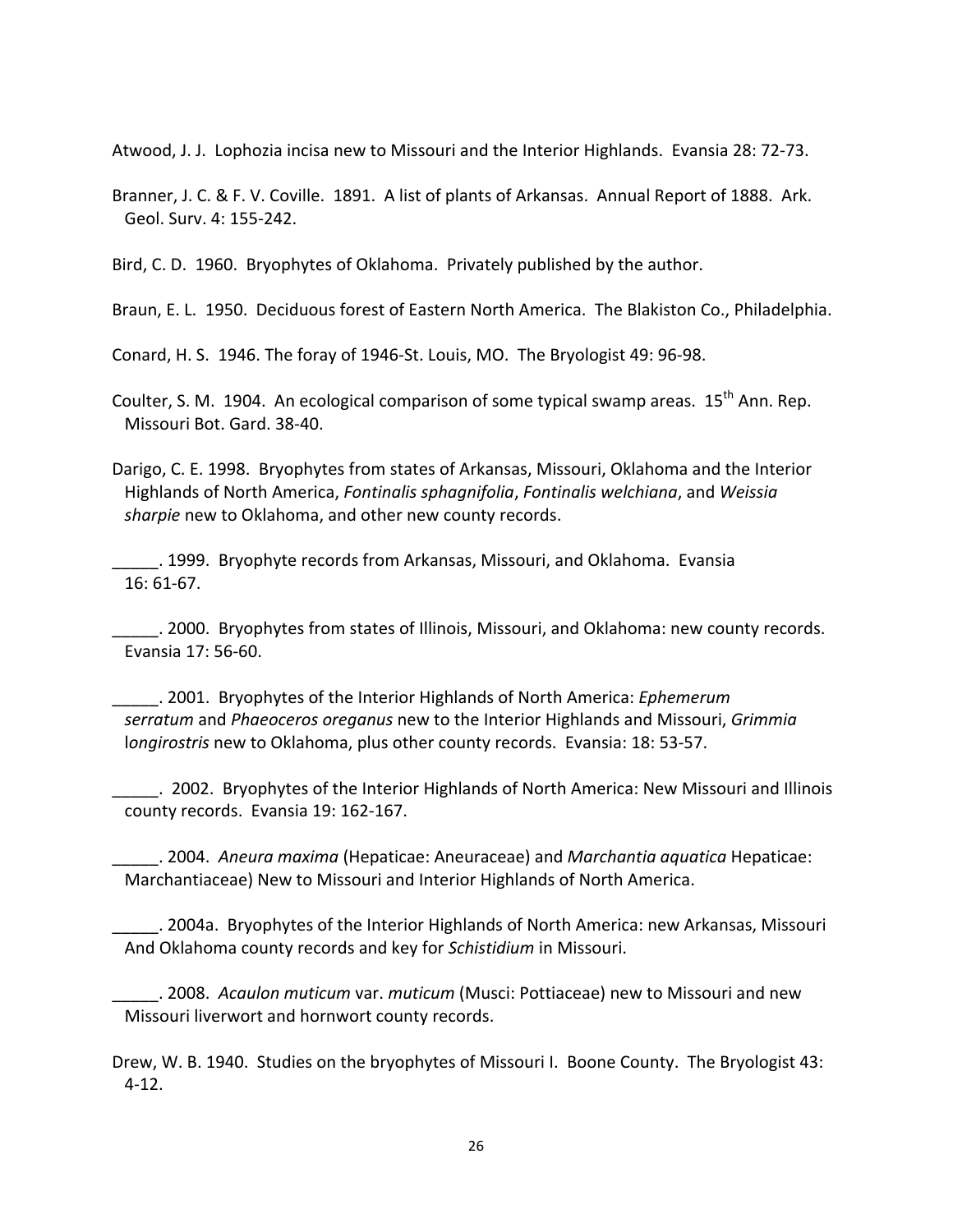Atwood, J. J. Lophozia incisa new to Missouri and the Interior Highlands. Evansia 28: 72-73.

Branner, J. C. & F. V. Coville. 1891. A list of plants of Arkansas. Annual Report of 1888. Ark. Geol. Surv. 4: 155-242.

Bird, C. D. 1960. Bryophytes of Oklahoma. Privately published by the author.

Braun, E. L. 1950. Deciduous forest of Eastern North America. The Blakiston Co., Philadelphia.

Conard, H. S. 1946. The foray of 1946-St. Louis, MO. The Bryologist 49: 96-98.

Coulter, S. M. 1904. An ecological comparison of some typical swamp areas. 15th Ann. Rep. Missouri Bot. Gard. 38-40.

Darigo, C. E. 1998. Bryophytes from states of Arkansas, Missouri, Oklahoma and the Interior Highlands of North America, *Fontinalis sphagnifolia*, *Fontinalis welchiana*, and *Weissia sharpie* new to Oklahoma, and other new county records.

_____. 1999. Bryophyte records from Arkansas, Missouri, and Oklahoma. Evansia 16: 61-67.

_____. 2000. Bryophytes from states of Illinois, Missouri, and Oklahoma: new county records. Evansia 17: 56-60.

_____. 2001. Bryophytes of the Interior Highlands of North America: *Ephemerum serratum* and *Phaeoceros oreganus* new to the Interior Highlands and Missouri, *Grimmia longirostris* new to Oklahoma, plus other county records. Evansia: 18: 53-57.

_____. 2002. Bryophytes of the Interior Highlands of North America: New Missouri and Illinois county records. Evansia 19: 162-167.

_____. 2004. *Aneura maxima* (Hepaticae: Aneuraceae) and *Marchantia aquatica* Hepaticae: Marchantiaceae) New to Missouri and Interior Highlands of North America.

_____. 2004a. Bryophytes of the Interior Highlands of North America: new Arkansas, Missouri And Oklahoma county records and key for *Schistidium* in Missouri.

_____. 2008. *Acaulon muticum* var. *muticum* (Musci: Pottiaceae) new to Missouri and new Missouri liverwort and hornwort county records.

Drew, W. B. 1940. Studies on the bryophytes of Missouri I. Boone County. The Bryologist 43: 4-12.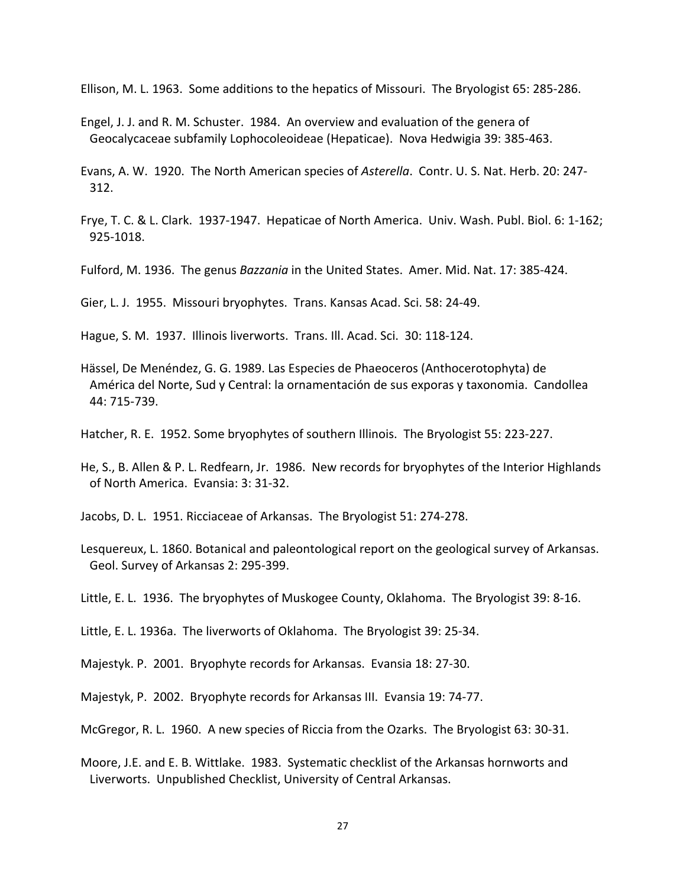Ellison, M. L. 1963. Some additions to the hepatics of Missouri. The Bryologist 65: 285-286.

Engel, J. J. and R. M. Schuster. 1984. An overview and evaluation of the genera of Geocalycaceae subfamily Lophocoleoideae (Hepaticae). Nova Hedwigia 39: 385-463.

Evans, A. W. 1920. The North American species of *Asterella*. Contr. U. S. Nat. Herb. 20: 247-312.

Frye, T. C. & L. Clark. 1937-1947. Hepaticae of North America. Univ. Wash. Publ. Biol. 6: 1-162; 925-1018.

Fulford, M. 1936. The genus *Bazzania* in the United States. Amer. Mid. Nat. 17: 385-424.

Gier, L. J. 1955. Missouri bryophytes. Trans. Kansas Acad. Sci. 58: 24-49.

Hague, S. M. 1937. Illinois liverworts. Trans. Ill. Acad. Sci. 30: 118-124.

Hässel, De Menéndez, G. G. 1989. Las Especies de Phaeoceros (Anthocerotophyta) de América del Norte, Sud y Central: la ornamentación de sus exporas y taxonomia. Candollea 44: 715-739.

Hatcher, R. E. 1952. Some bryophytes of southern Illinois. The Bryologist 55: 223-227.

He, S., B. Allen & P. L. Redfearn, Jr. 1986. New records for bryophytes of the Interior Highlands of North America. Evansia: 3: 31-32.

Jacobs, D. L. 1951. Ricciaceae of Arkansas. The Bryologist 51: 274-278.

Lesquereux, L. 1860. Botanical and paleontological report on the geological survey of Arkansas. Geol. Survey of Arkansas 2: 295-399.

Little, E. L. 1936. The bryophytes of Muskogee County, Oklahoma. The Bryologist 39: 8-16.

Little, E. L. 1936a. The liverworts of Oklahoma. The Bryologist 39: 25-34.

Majestyk. P. 2001. Bryophyte records for Arkansas. Evansia 18: 27-30.

Majestyk, P. 2002. Bryophyte records for Arkansas III. Evansia 19: 74-77.

McGregor, R. L. 1960. A new species of Riccia from the Ozarks. The Bryologist 63: 30-31.

Moore, J.E. and E. B. Wittlake. 1983. Systematic checklist of the Arkansas hornworts and Liverworts. Unpublished Checklist, University of Central Arkansas.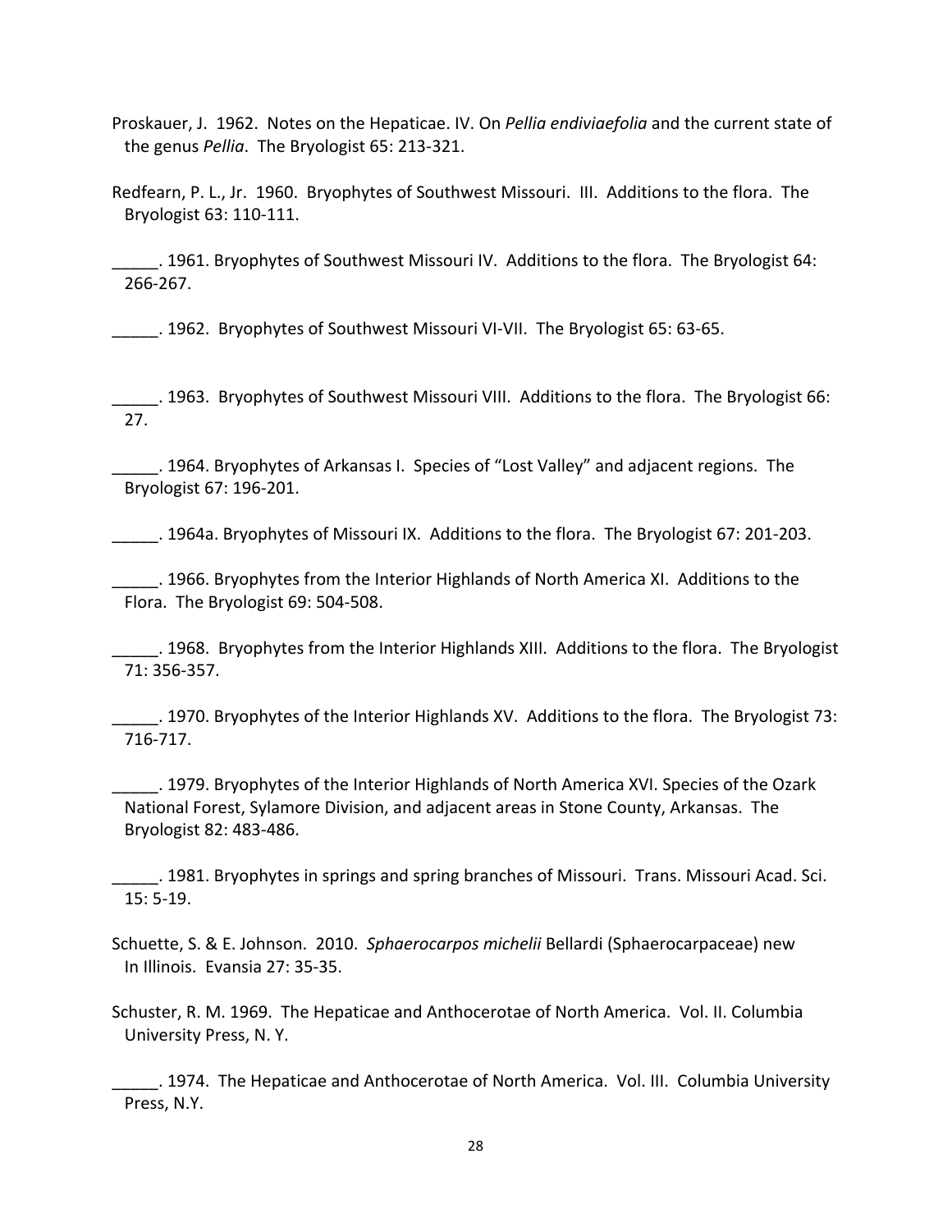Proskauer, J. 1962. Notes on the Hepaticae. IV. On *Pellia endiviaefolia* and the current state of the genus *Pellia*. The Bryologist 65: 213-321.

Redfearn, P. L., Jr. 1960. Bryophytes of Southwest Missouri. III. Additions to the flora. The Bryologist 63: 110-111.

_____. 1961. Bryophytes of Southwest Missouri IV. Additions to the flora. The Bryologist 64: 266-267.

_____. 1962. Bryophytes of Southwest Missouri VI-VII. The Bryologist 65: 63-65.

_____. 1963. Bryophytes of Southwest Missouri VIII. Additions to the flora. The Bryologist 66: 27.

_____. 1964. Bryophytes of Arkansas I. Species of "Lost Valley" and adjacent regions. The Bryologist 67: 196-201.

_____. 1964a. Bryophytes of Missouri IX. Additions to the flora. The Bryologist 67: 201-203.

_____. 1966. Bryophytes from the Interior Highlands of North America XI. Additions to the Flora. The Bryologist 69: 504-508.

_____. 1968. Bryophytes from the Interior Highlands XIII. Additions to the flora. The Bryologist 71: 356-357.

_____. 1970. Bryophytes of the Interior Highlands XV. Additions to the flora. The Bryologist 73: 716-717.

_____. 1979. Bryophytes of the Interior Highlands of North America XVI. Species of the Ozark National Forest, Sylamore Division, and adjacent areas in Stone County, Arkansas. The Bryologist 82: 483-486.

_____. 1981. Bryophytes in springs and spring branches of Missouri. Trans. Missouri Acad. Sci. 15: 5-19.

Schuette, S. & E. Johnson. 2010. *Sphaerocarpos michelii* Bellardi (Sphaerocarpaceae) new In Illinois. Evansia 27: 35-35.

Schuster, R. M. 1969. The Hepaticae and Anthocerotae of North America. Vol. II. Columbia University Press, N. Y.

_____. 1974. The Hepaticae and Anthocerotae of North America. Vol. III. Columbia University Press, N.Y.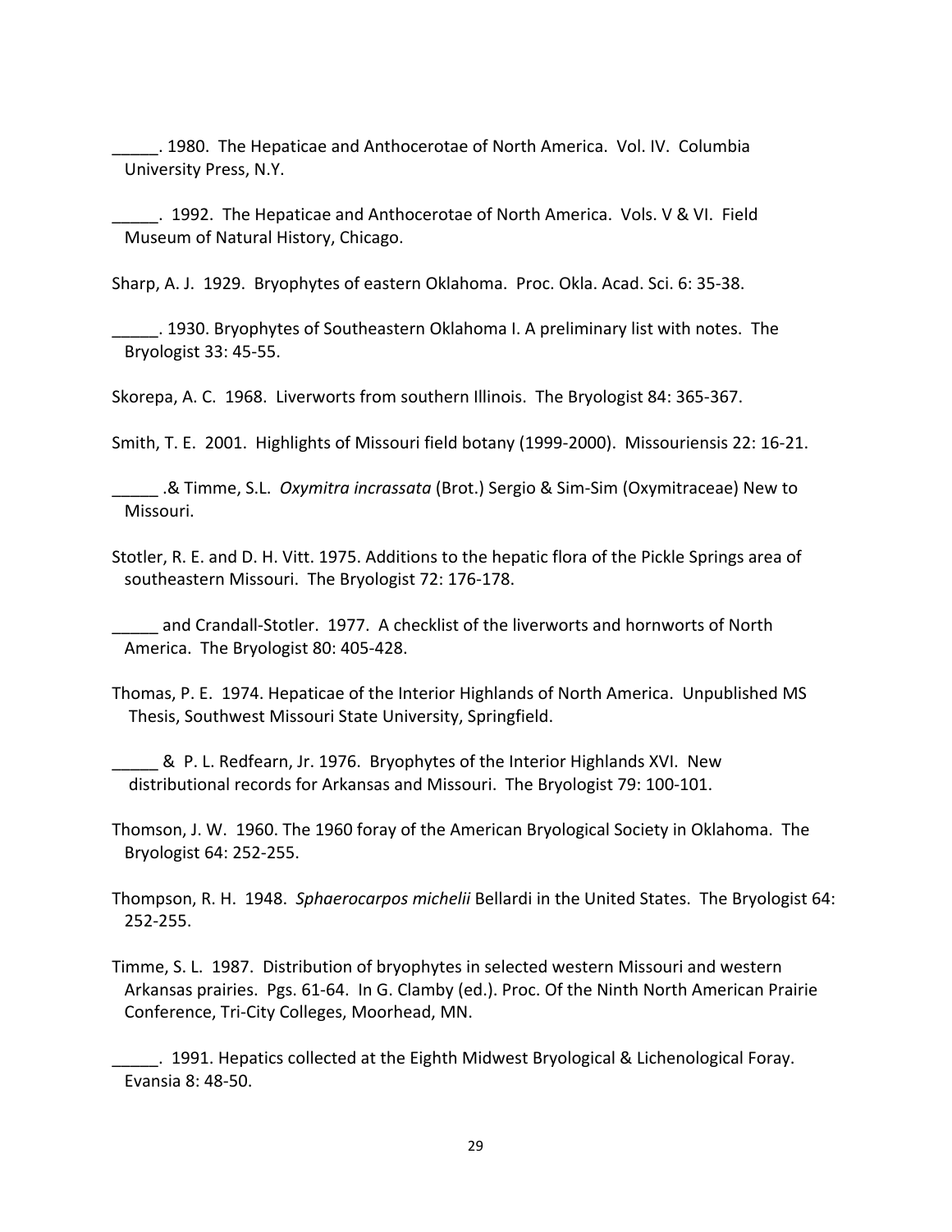_____. 1980. The Hepaticae and Anthocerotae of North America. Vol. IV. Columbia University Press, N.Y.

_____. 1992. The Hepaticae and Anthocerotae of North America. Vols. V & VI. Field Museum of Natural History, Chicago.

Sharp, A. J. 1929. Bryophytes of eastern Oklahoma. Proc. Okla. Acad. Sci. 6: 35-38.

_____. 1930. Bryophytes of Southeastern Oklahoma I. A preliminary list with notes. The Bryologist 33: 45-55.

Skorepa, A. C. 1968. Liverworts from southern Illinois. The Bryologist 84: 365-367.

Smith, T. E. 2001. Highlights of Missouri field botany (1999-2000). Missouriensis 22: 16-21.

_____ .& Timme, S.L. *Oxymitra incrassata* (Brot.) Sergio & Sim-Sim (Oxymitraceae) New to Missouri.

Stotler, R. E. and D. H. Vitt. 1975. Additions to the hepatic flora of the Pickle Springs area of southeastern Missouri. The Bryologist 72: 176-178.

_____ and Crandall-Stotler. 1977. A checklist of the liverworts and hornworts of North America. The Bryologist 80: 405-428.

Thomas, P. E. 1974. Hepaticae of the Interior Highlands of North America. Unpublished MS Thesis, Southwest Missouri State University, Springfield.

_____ & P. L. Redfearn, Jr. 1976. Bryophytes of the Interior Highlands XVI. New distributional records for Arkansas and Missouri. The Bryologist 79: 100-101.

Thomson, J. W. 1960. The 1960 foray of the American Bryological Society in Oklahoma. The Bryologist 64: 252-255.

Thompson, R. H. 1948. *Sphaerocarpos michelii* Bellardi in the United States. The Bryologist 64: 252-255.

Timme, S. L. 1987. Distribution of bryophytes in selected western Missouri and western Arkansas prairies. Pgs. 61-64. In G. Clamby (ed.). Proc. Of the Ninth North American Prairie Conference, Tri-City Colleges, Moorhead, MN.

_____. 1991. Hepatics collected at the Eighth Midwest Bryological & Lichenological Foray. Evansia 8: 48-50.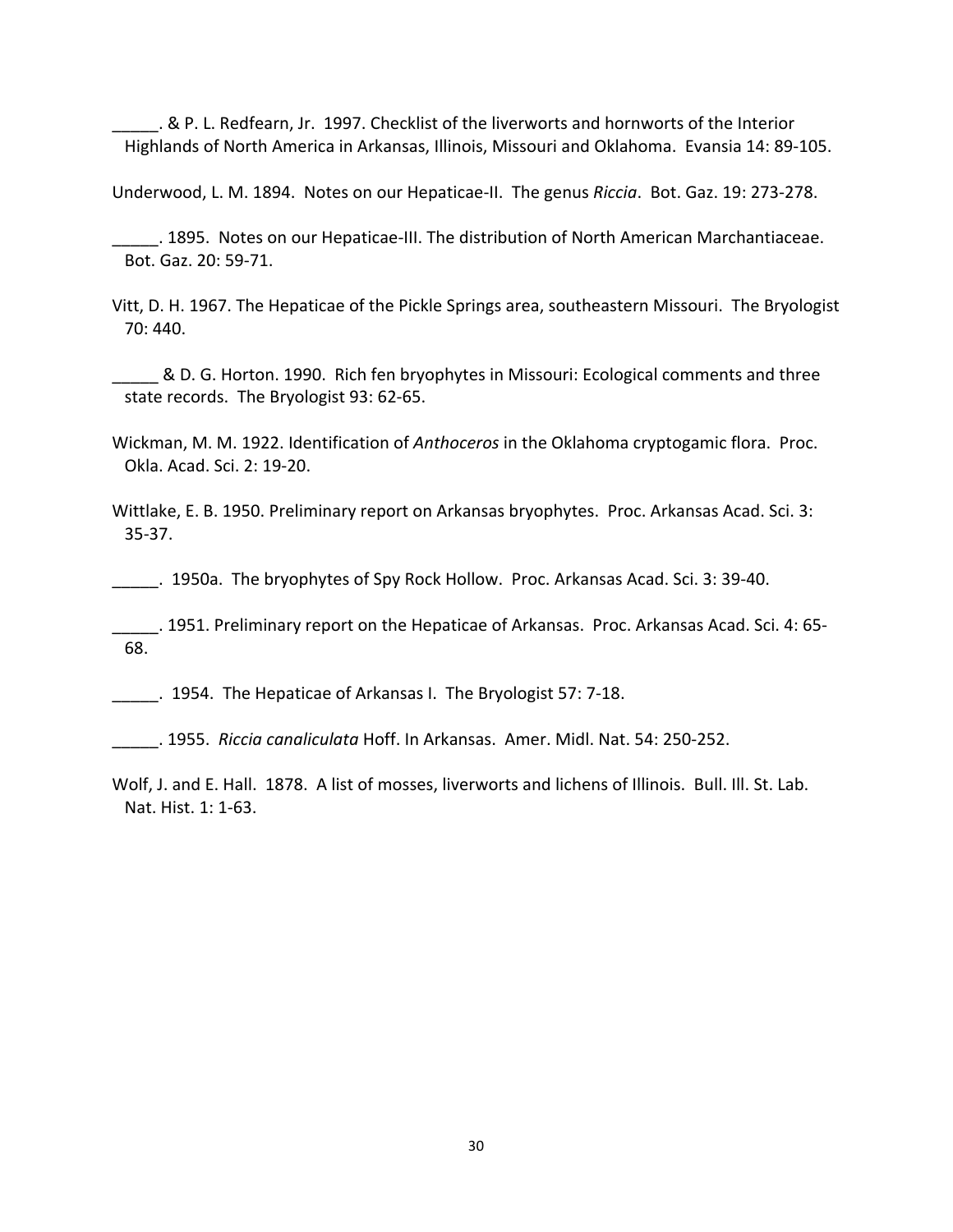_____. & P. L. Redfearn, Jr. 1997. Checklist of the liverworts and hornworts of the Interior Highlands of North America in Arkansas, Illinois, Missouri and Oklahoma. Evansia 14: 89-105.

Underwood, L. M. 1894. Notes on our Hepaticae-II. The genus *Riccia*. Bot. Gaz. 19: 273-278.

_____. 1895. Notes on our Hepaticae-III. The distribution of North American Marchantiaceae. Bot. Gaz. 20: 59-71.

Vitt, D. H. 1967. The Hepaticae of the Pickle Springs area, southeastern Missouri. The Bryologist 70: 440.

_____ & D. G. Horton. 1990. Rich fen bryophytes in Missouri: Ecological comments and three state records. The Bryologist 93: 62-65.

Wickman, M. M. 1922. Identification of *Anthoceros* in the Oklahoma cryptogamic flora. Proc. Okla. Acad. Sci. 2: 19-20.

Wittlake, E. B. 1950. Preliminary report on Arkansas bryophytes. Proc. Arkansas Acad. Sci. 3: 35-37.

_____. 1950a. The bryophytes of Spy Rock Hollow. Proc. Arkansas Acad. Sci. 3: 39-40.

_____. 1951. Preliminary report on the Hepaticae of Arkansas. Proc. Arkansas Acad. Sci. 4: 65-68.

_____. 1954. The Hepaticae of Arkansas I. The Bryologist 57: 7-18.

_____. 1955. *Riccia canaliculata* Hoff. In Arkansas. Amer. Midl. Nat. 54: 250-252.

Wolf, J. and E. Hall. 1878. A list of mosses, liverworts and lichens of Illinois. Bull. Ill. St. Lab. Nat. Hist. 1: 1-63.